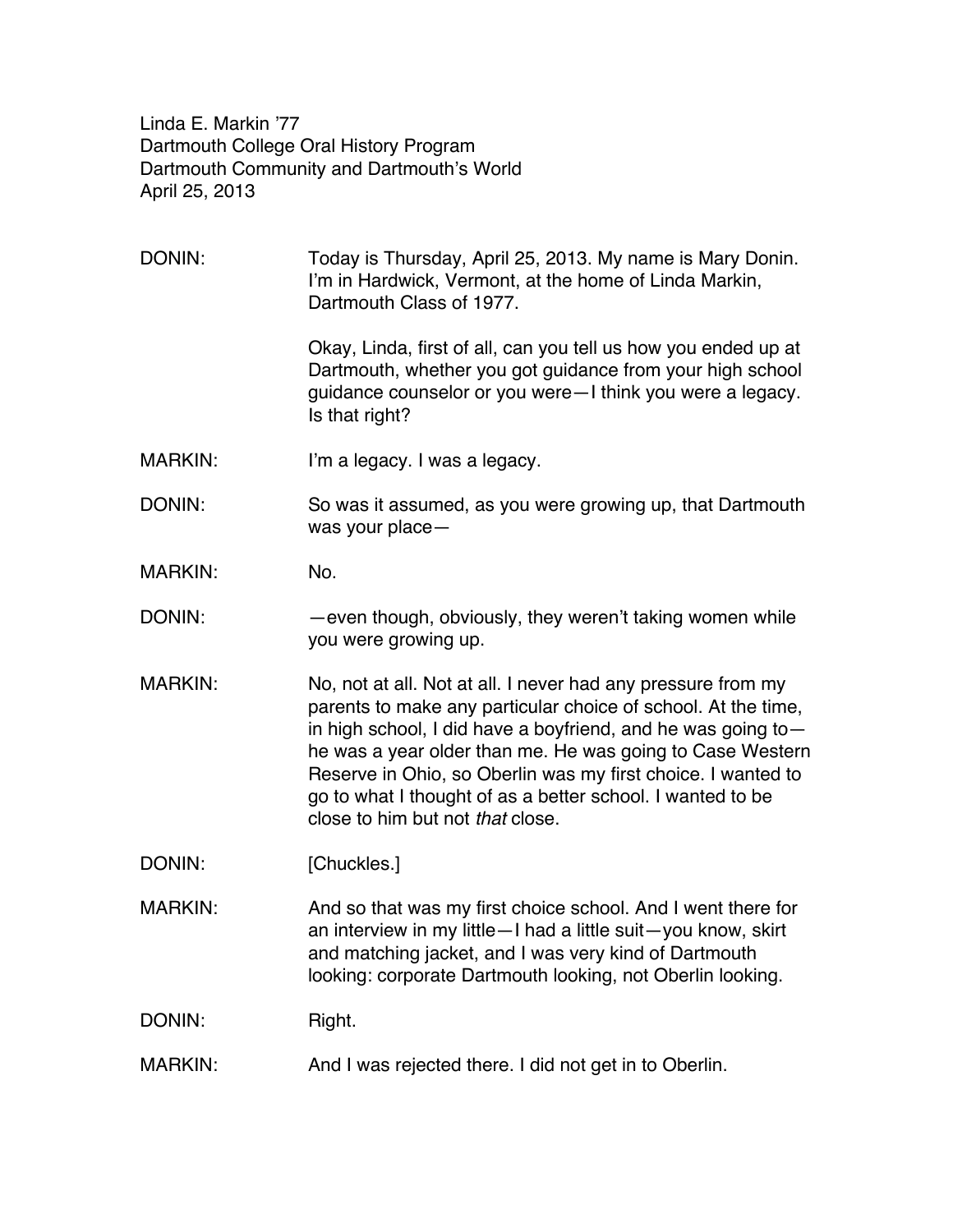Linda E. Markin ’77
Dartmouth College Oral History Program
Dartmouth Community and Dartmouth’s World
April 25, 2013

DONIN: Today is Thursday, April 25, 2013. My name is Mary Donin. I’m in Hardwick, Vermont, at the home of Linda Markin, Dartmouth Class of 1977.

Okay, Linda, first of all, can you tell us how you ended up at Dartmouth, whether you got guidance from your high school guidance counselor or you were—I think you were a legacy. Is that right?

MARKIN: I’m a legacy. I was a legacy.

DONIN: So was it assumed, as you were growing up, that Dartmouth was your place—

MARKIN: No.

DONIN: —even though, obviously, they weren’t taking women while you were growing up.

MARKIN: No, not at all. Not at all. I never had any pressure from my parents to make any particular choice of school. At the time, in high school, I did have a boyfriend, and he was going to—he was a year older than me. He was going to Case Western Reserve in Ohio, so Oberlin was my first choice. I wanted to go to what I thought of as a better school. I wanted to be close to him but not *that* close.

DONIN: [Chuckles.]

MARKIN: And so that was my first choice school. And I went there for an interview in my little—I had a little suit—you know, skirt and matching jacket, and I was very kind of Dartmouth looking: corporate Dartmouth looking, not Oberlin looking.

DONIN: Right.

MARKIN: And I was rejected there. I did not get in to Oberlin.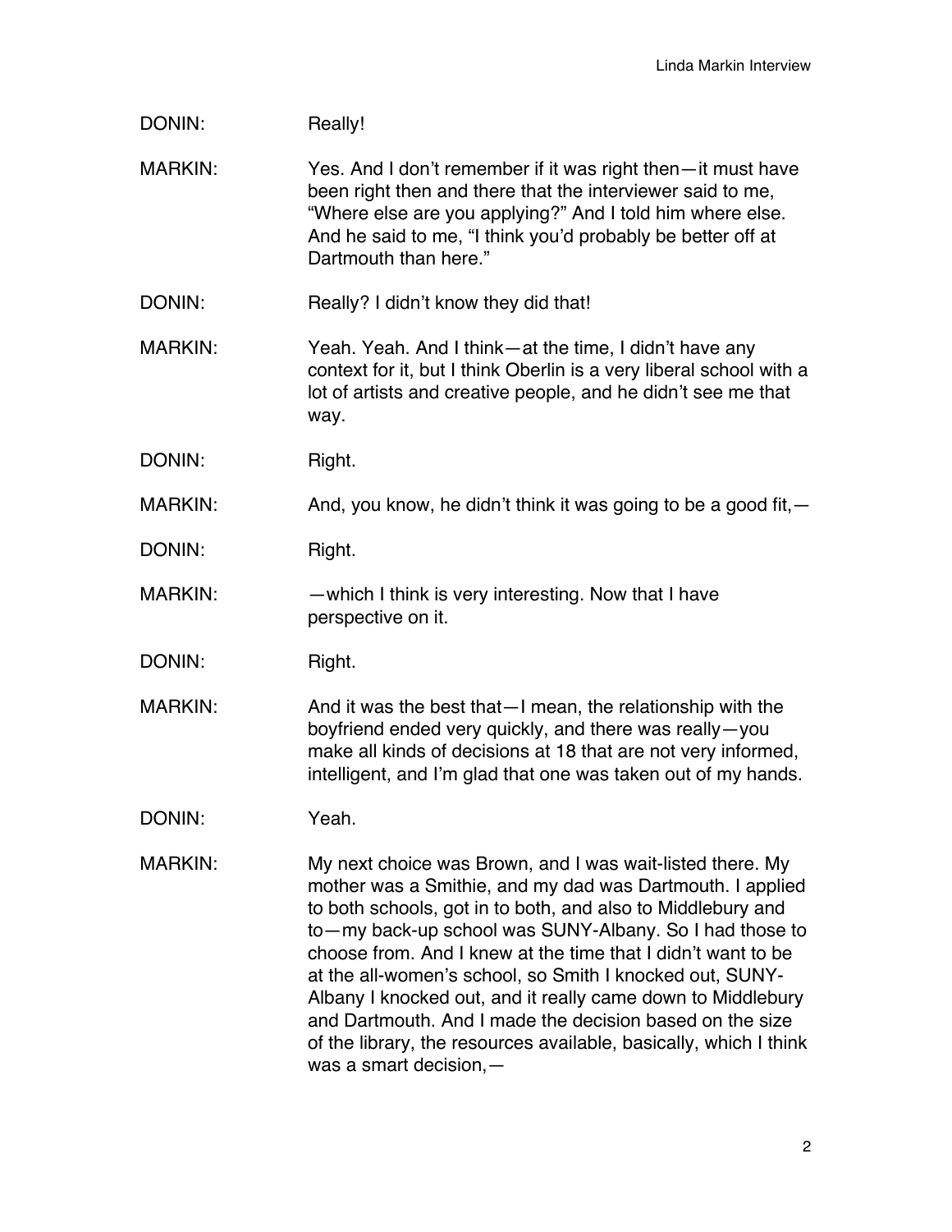DONIN: Really!

MARKIN: Yes. And I don't remember if it was right then—it must have been right then and there that the interviewer said to me, "Where else are you applying?" And I told him where else. And he said to me, "I think you'd probably be better off at Dartmouth than here."

DONIN: Really? I didn't know they did that!

MARKIN: Yeah. Yeah. And I think—at the time, I didn't have any context for it, but I think Oberlin is a very liberal school with a lot of artists and creative people, and he didn't see me that way.

DONIN: Right.

MARKIN: And, you know, he didn't think it was going to be a good fit,—

DONIN: Right.

MARKIN: —which I think is very interesting. Now that I have perspective on it.

DONIN: Right.

MARKIN: And it was the best that—I mean, the relationship with the boyfriend ended very quickly, and there was really—you make all kinds of decisions at 18 that are not very informed, intelligent, and I'm glad that one was taken out of my hands.

DONIN: Yeah.

MARKIN: My next choice was Brown, and I was wait-listed there. My mother was a Smithie, and my dad was Dartmouth. I applied to both schools, got in to both, and also to Middlebury and to—my back-up school was SUNY-Albany. So I had those to choose from. And I knew at the time that I didn't want to be at the all-women's school, so Smith I knocked out, SUNY-Albany I knocked out, and it really came down to Middlebury and Dartmouth. And I made the decision based on the size of the library, the resources available, basically, which I think was a smart decision,—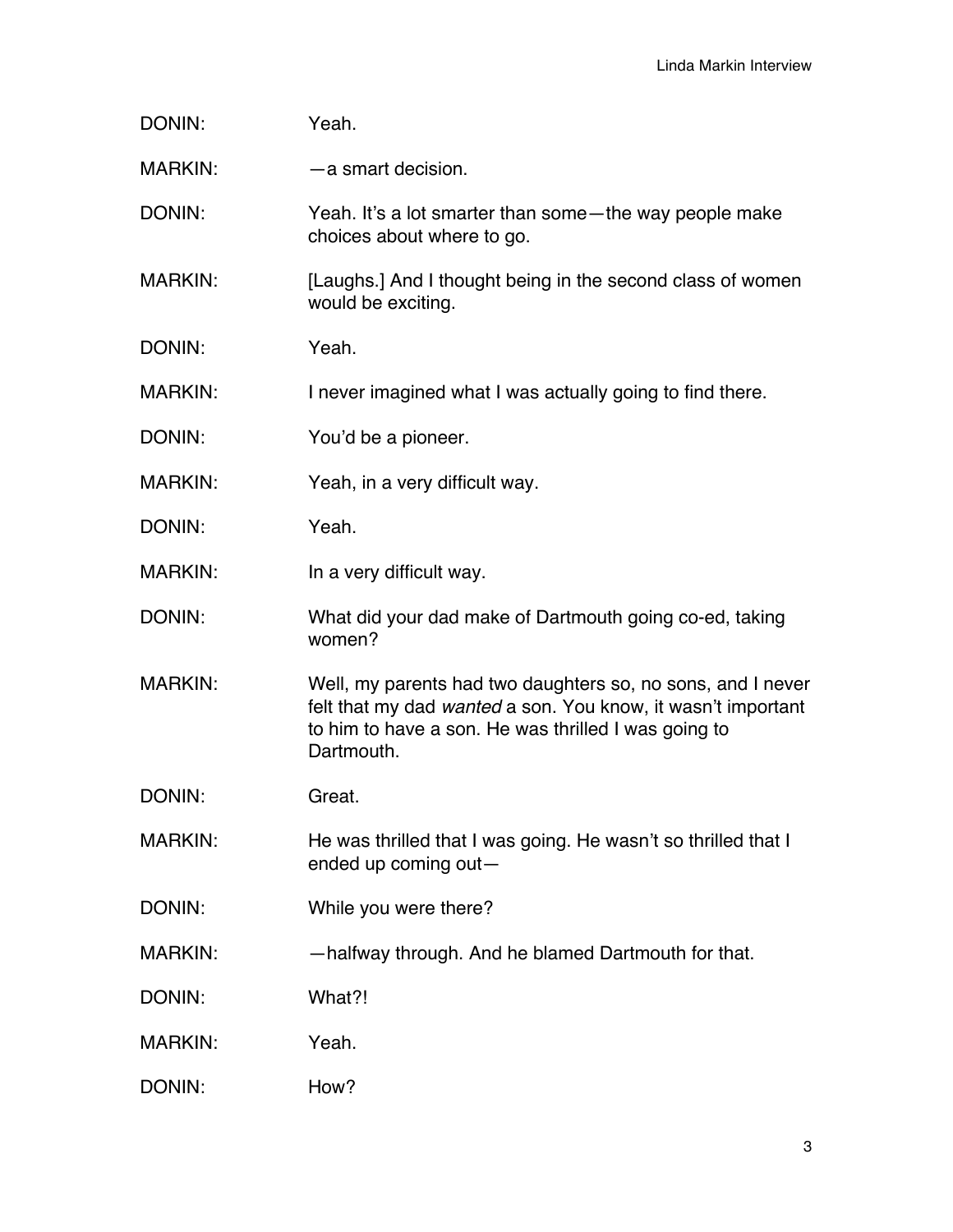DONIN: Yeah.

MARKIN: —a smart decision.

DONIN: Yeah. It's a lot smarter than some—the way people make choices about where to go.

MARKIN: [Laughs.] And I thought being in the second class of women would be exciting.

DONIN: Yeah.

MARKIN: I never imagined what I was actually going to find there.

DONIN: You'd be a pioneer.

MARKIN: Yeah, in a very difficult way.

DONIN: Yeah.

MARKIN: In a very difficult way.

DONIN: What did your dad make of Dartmouth going co-ed, taking women?

MARKIN: Well, my parents had two daughters so, no sons, and I never felt that my dad *wanted* a son. You know, it wasn't important to him to have a son. He was thrilled I was going to Dartmouth.

DONIN: Great.

MARKIN: He was thrilled that I was going. He wasn't so thrilled that I ended up coming out—

DONIN: While you were there?

MARKIN: —halfway through. And he blamed Dartmouth for that.

DONIN: What?!

MARKIN: Yeah.

DONIN: How?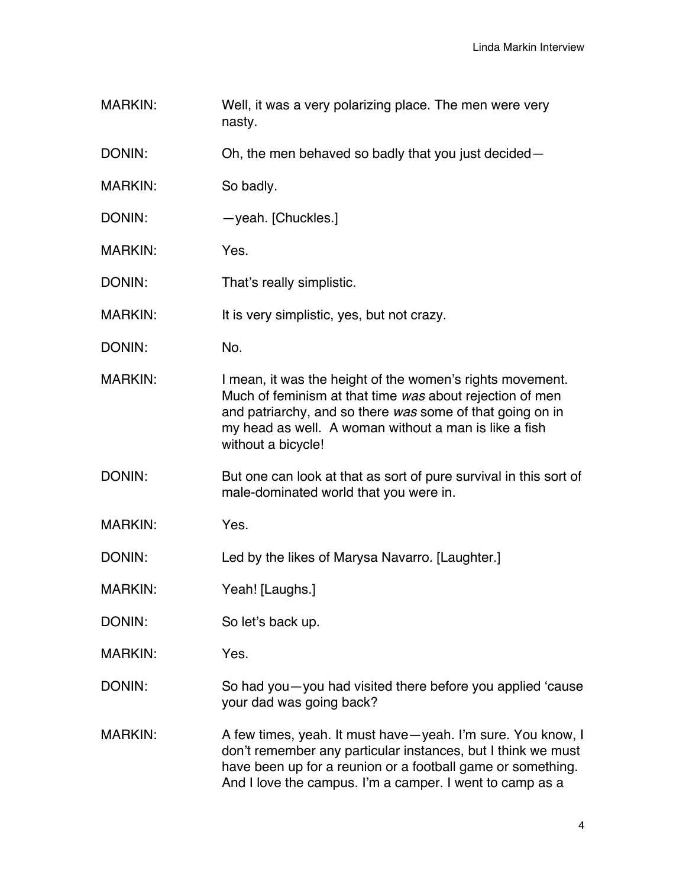MARKIN: Well, it was a very polarizing place. The men were very nasty.

DONIN: Oh, the men behaved so badly that you just decided—

MARKIN: So badly.

DONIN: —yeah. [Chuckles.]

MARKIN: Yes.

DONIN: That's really simplistic.

MARKIN: It is very simplistic, yes, but not crazy.

DONIN: No.

MARKIN: I mean, it was the height of the women's rights movement. Much of feminism at that time *was* about rejection of men and patriarchy, and so there *was* some of that going on in my head as well. A woman without a man is like a fish without a bicycle!

DONIN: But one can look at that as sort of pure survival in this sort of male-dominated world that you were in.

MARKIN: Yes.

DONIN: Led by the likes of Marysa Navarro. [Laughter.]

MARKIN: Yeah! [Laughs.]

DONIN: So let's back up.

MARKIN: Yes.

DONIN: So had you—you had visited there before you applied 'cause your dad was going back?

MARKIN: A few times, yeah. It must have—yeah. I'm sure. You know, I don't remember any particular instances, but I think we must have been up for a reunion or a football game or something. And I love the campus. I'm a camper. I went to camp as a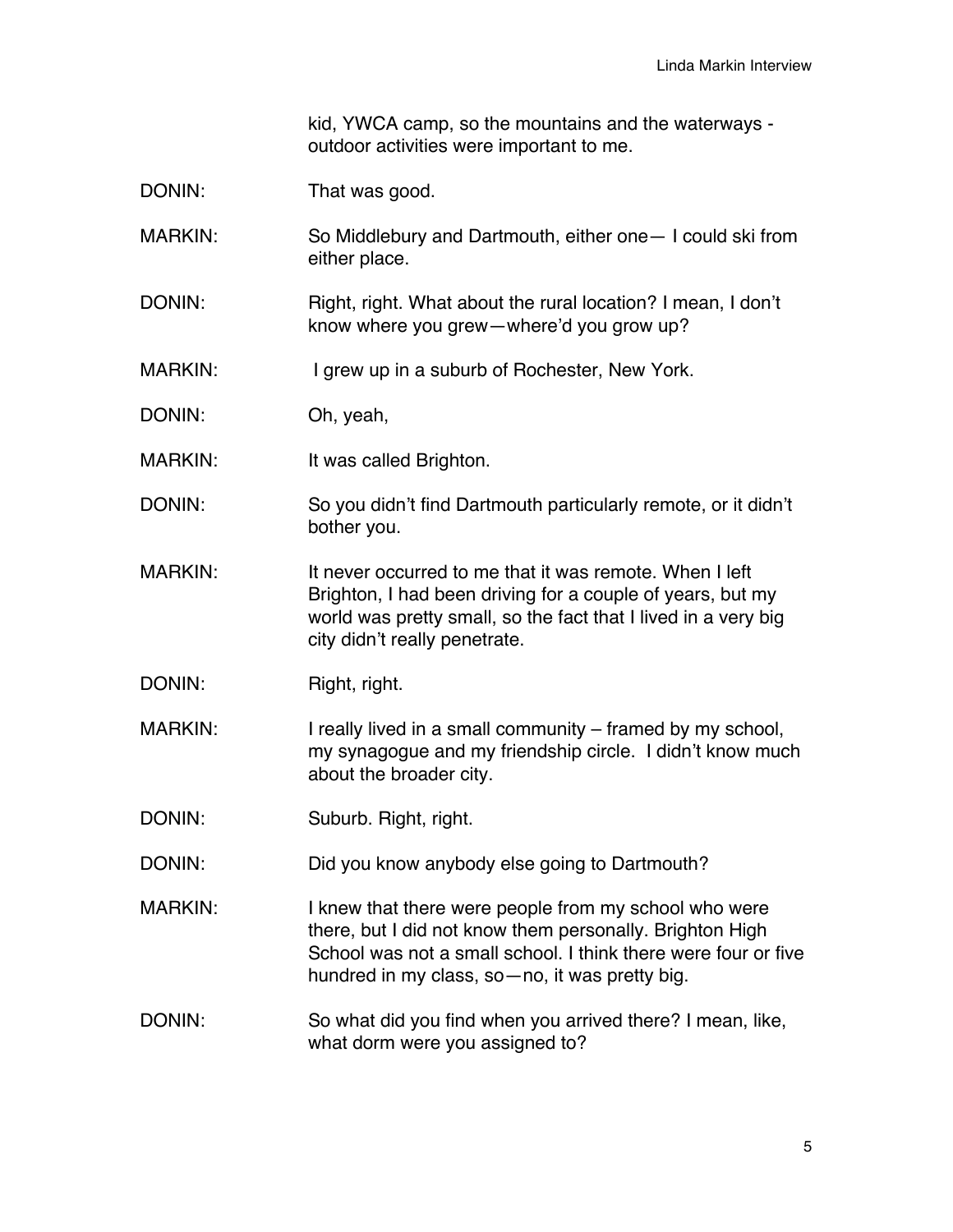kid, YWCA camp, so the mountains and the waterways - outdoor activities were important to me.

DONIN: That was good.

MARKIN: So Middlebury and Dartmouth, either one— I could ski from either place.

DONIN: Right, right. What about the rural location? I mean, I don't know where you grew—where'd you grow up?

MARKIN: I grew up in a suburb of Rochester, New York.

DONIN: Oh, yeah,

MARKIN: It was called Brighton.

DONIN: So you didn't find Dartmouth particularly remote, or it didn't bother you.

MARKIN: It never occurred to me that it was remote. When I left Brighton, I had been driving for a couple of years, but my world was pretty small, so the fact that I lived in a very big city didn't really penetrate.

DONIN: Right, right.

MARKIN: I really lived in a small community – framed by my school, my synagogue and my friendship circle. I didn't know much about the broader city.

DONIN: Suburb. Right, right.

DONIN: Did you know anybody else going to Dartmouth?

MARKIN: I knew that there were people from my school who were there, but I did not know them personally. Brighton High School was not a small school. I think there were four or five hundred in my class, so—no, it was pretty big.

DONIN: So what did you find when you arrived there? I mean, like, what dorm were you assigned to?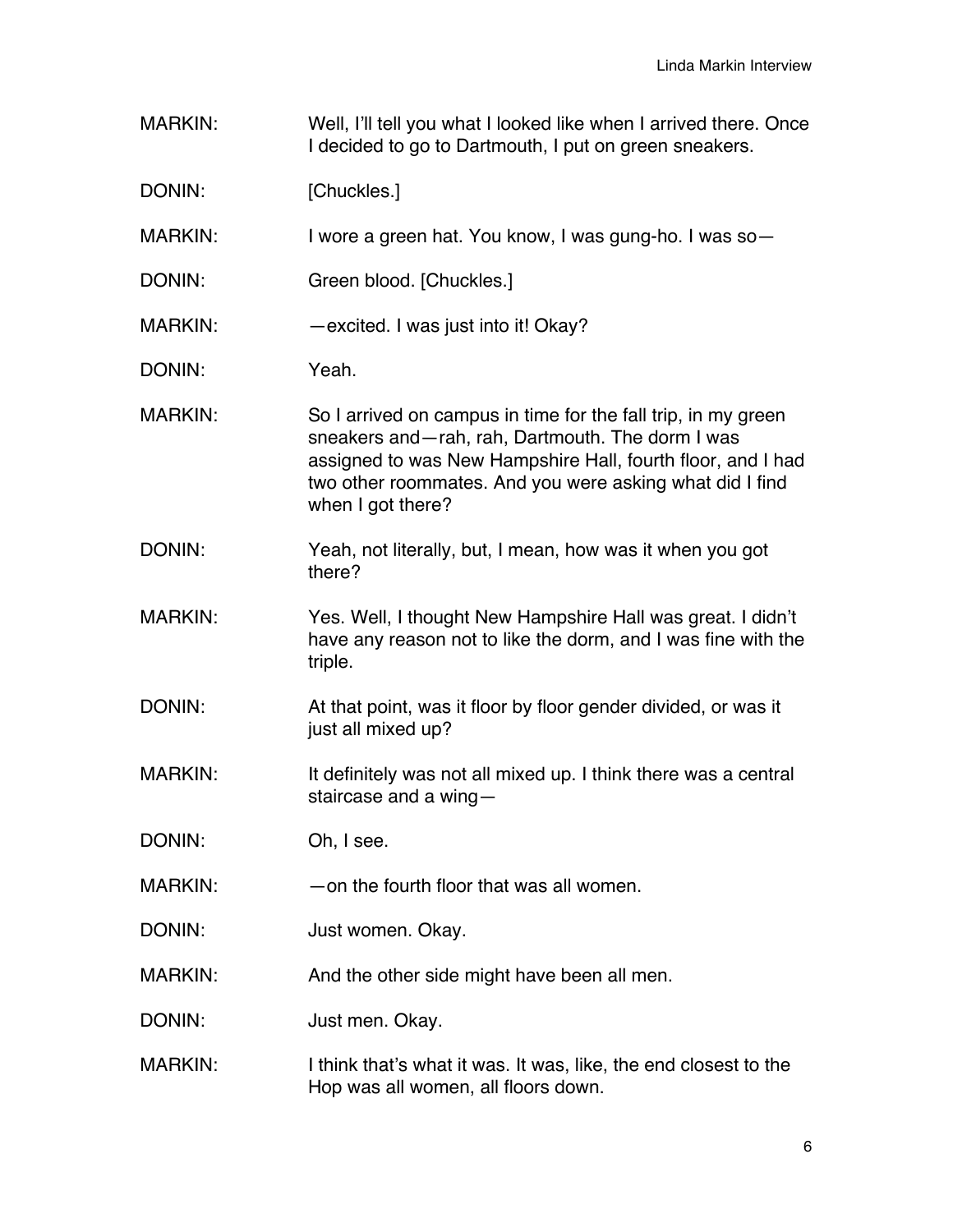MARKIN: Well, I'll tell you what I looked like when I arrived there. Once I decided to go to Dartmouth, I put on green sneakers.

DONIN: [Chuckles.]

MARKIN: I wore a green hat. You know, I was gung-ho. I was so—

DONIN: Green blood. [Chuckles.]

MARKIN: —excited. I was just into it! Okay?

DONIN: Yeah.

MARKIN: So I arrived on campus in time for the fall trip, in my green sneakers and—rah, rah, Dartmouth. The dorm I was assigned to was New Hampshire Hall, fourth floor, and I had two other roommates. And you were asking what did I find when I got there?

DONIN: Yeah, not literally, but, I mean, how was it when you got there?

MARKIN: Yes. Well, I thought New Hampshire Hall was great. I didn't have any reason not to like the dorm, and I was fine with the triple.

DONIN: At that point, was it floor by floor gender divided, or was it just all mixed up?

MARKIN: It definitely was not all mixed up. I think there was a central staircase and a wing—

DONIN: Oh, I see.

MARKIN: —on the fourth floor that was all women.

DONIN: Just women. Okay.

MARKIN: And the other side might have been all men.

DONIN: Just men. Okay.

MARKIN: I think that's what it was. It was, like, the end closest to the Hop was all women, all floors down.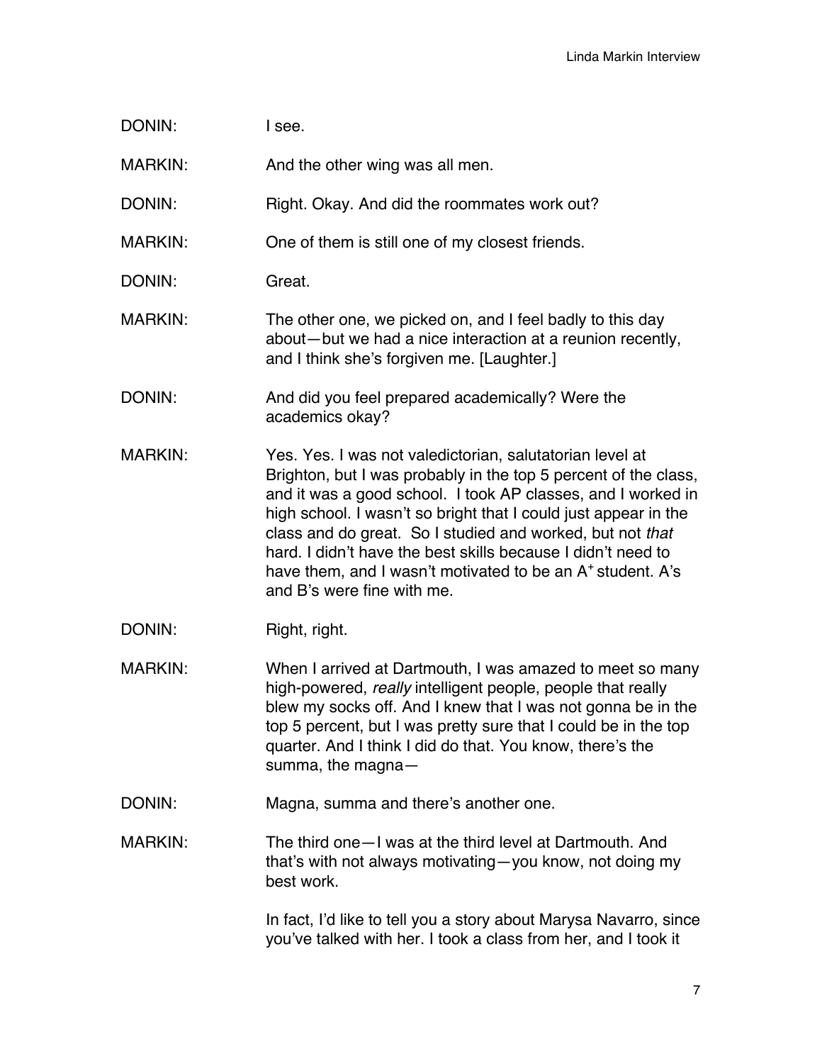DONIN: I see.

MARKIN: And the other wing was all men.

DONIN: Right. Okay. And did the roommates work out?

MARKIN: One of them is still one of my closest friends.

DONIN: Great.

MARKIN: The other one, we picked on, and I feel badly to this day about—but we had a nice interaction at a reunion recently, and I think she's forgiven me. [Laughter.]

DONIN: And did you feel prepared academically? Were the academics okay?

MARKIN: Yes. Yes. I was not valedictorian, salutatorian level at Brighton, but I was probably in the top 5 percent of the class, and it was a good school. I took AP classes, and I worked in high school. I wasn't so bright that I could just appear in the class and do great. So I studied and worked, but not *that* hard. I didn't have the best skills because I didn't need to have them, and I wasn't motivated to be an A+ student. A's and B's were fine with me.

DONIN: Right, right.

MARKIN: When I arrived at Dartmouth, I was amazed to meet so many high-powered, *really* intelligent people, people that really blew my socks off. And I knew that I was not gonna be in the top 5 percent, but I was pretty sure that I could be in the top quarter. And I think I did do that. You know, there's the summa, the magna—

DONIN: Magna, summa and there's another one.

MARKIN: The third one—I was at the third level at Dartmouth. And that's with not always motivating—you know, not doing my best work.

In fact, I'd like to tell you a story about Marysa Navarro, since you've talked with her. I took a class from her, and I took it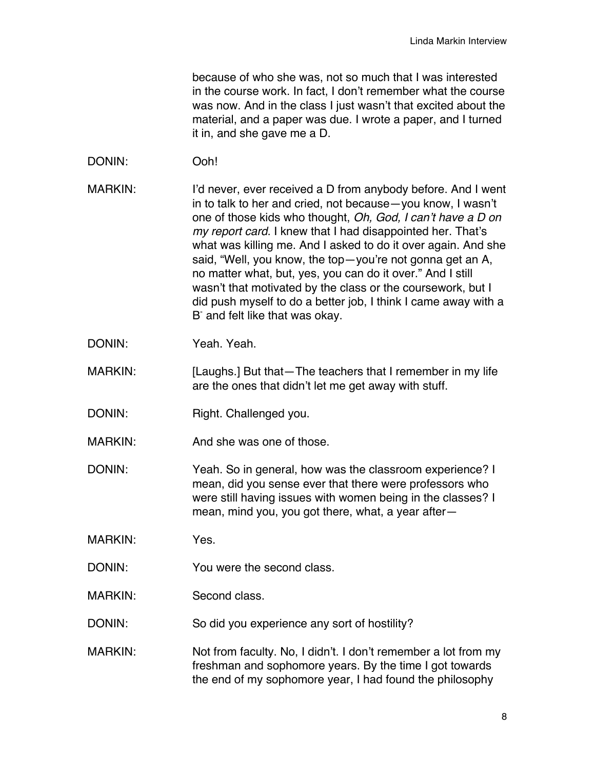because of who she was, not so much that I was interested in the course work. In fact, I don't remember what the course was now. And in the class I just wasn't that excited about the material, and a paper was due. I wrote a paper, and I turned it in, and she gave me a D.

DONIN: Ooh!

MARKIN: I'd never, ever received a D from anybody before. And I went in to talk to her and cried, not because—you know, I wasn't one of those kids who thought, *Oh, God, I can't have a D on my report card*. I knew that I had disappointed her. That's what was killing me. And I asked to do it over again. And she said, "Well, you know, the top—you're not gonna get an A, no matter what, but, yes, you can do it over." And I still wasn't that motivated by the class or the coursework, but I did push myself to do a better job, I think I came away with a B- and felt like that was okay.

DONIN: Yeah. Yeah.

MARKIN: [Laughs.] But that—The teachers that I remember in my life are the ones that didn't let me get away with stuff.

DONIN: Right. Challenged you.

MARKIN: And she was one of those.

DONIN: Yeah. So in general, how was the classroom experience? I mean, did you sense ever that there were professors who were still having issues with women being in the classes? I mean, mind you, you got there, what, a year after—

MARKIN: Yes.

DONIN: You were the second class.

MARKIN: Second class.

DONIN: So did you experience any sort of hostility?

MARKIN: Not from faculty. No, I didn't. I don't remember a lot from my freshman and sophomore years. By the time I got towards the end of my sophomore year, I had found the philosophy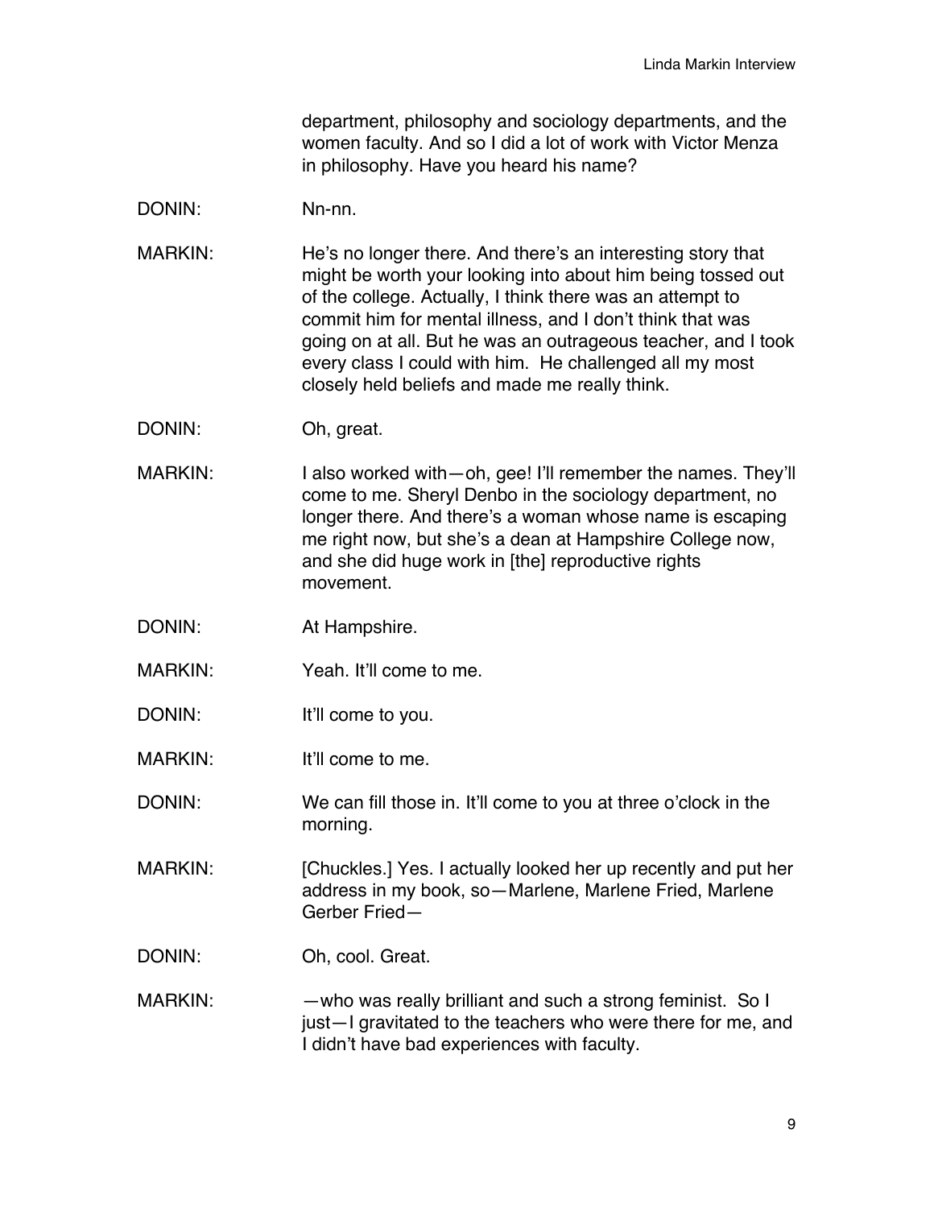department, philosophy and sociology departments, and the women faculty. And so I did a lot of work with Victor Menza in philosophy. Have you heard his name?

DONIN: Nn-nn.

MARKIN: He's no longer there. And there's an interesting story that might be worth your looking into about him being tossed out of the college. Actually, I think there was an attempt to commit him for mental illness, and I don't think that was going on at all. But he was an outrageous teacher, and I took every class I could with him. He challenged all my most closely held beliefs and made me really think.

DONIN: Oh, great.

MARKIN: I also worked with—oh, gee! I'll remember the names. They'll come to me. Sheryl Denbo in the sociology department, no longer there. And there's a woman whose name is escaping me right now, but she's a dean at Hampshire College now, and she did huge work in [the] reproductive rights movement.

DONIN: At Hampshire.

MARKIN: Yeah. It'll come to me.

DONIN: It'll come to you.

MARKIN: It'll come to me.

DONIN: We can fill those in. It'll come to you at three o'clock in the morning.

MARKIN: [Chuckles.] Yes. I actually looked her up recently and put her address in my book, so—Marlene, Marlene Fried, Marlene Gerber Fried—

DONIN: Oh, cool. Great.

MARKIN: —who was really brilliant and such a strong feminist. So I just—I gravitated to the teachers who were there for me, and I didn't have bad experiences with faculty.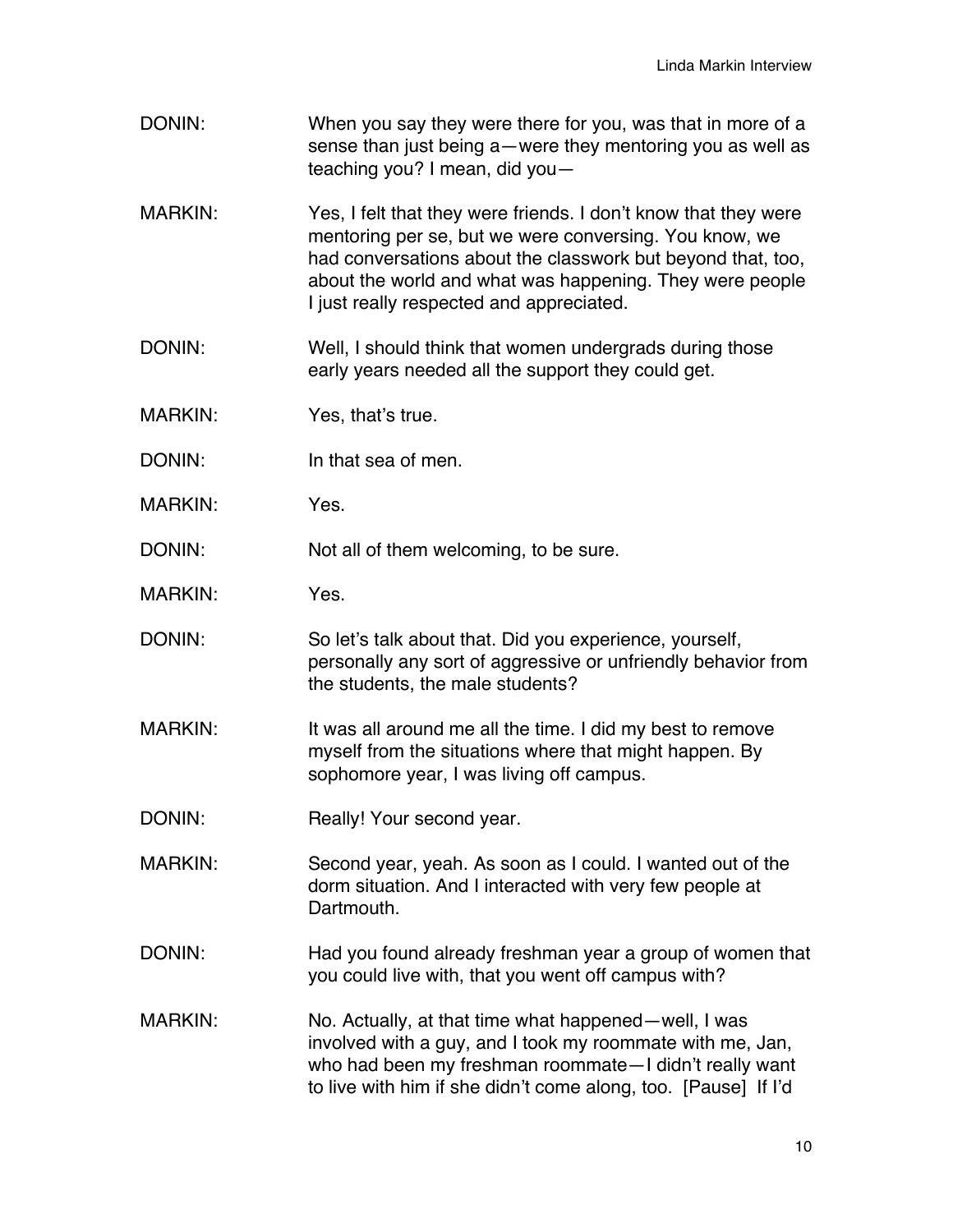DONIN: When you say they were there for you, was that in more of a sense than just being a—were they mentoring you as well as teaching you? I mean, did you—

MARKIN: Yes, I felt that they were friends. I don't know that they were mentoring per se, but we were conversing. You know, we had conversations about the classwork but beyond that, too, about the world and what was happening. They were people I just really respected and appreciated.

DONIN: Well, I should think that women undergrads during those early years needed all the support they could get.

MARKIN: Yes, that's true.

DONIN: In that sea of men.

MARKIN: Yes.

DONIN: Not all of them welcoming, to be sure.

MARKIN: Yes.

DONIN: So let's talk about that. Did you experience, yourself, personally any sort of aggressive or unfriendly behavior from the students, the male students?

MARKIN: It was all around me all the time. I did my best to remove myself from the situations where that might happen. By sophomore year, I was living off campus.

DONIN: Really! Your second year.

MARKIN: Second year, yeah. As soon as I could. I wanted out of the dorm situation. And I interacted with very few people at Dartmouth.

DONIN: Had you found already freshman year a group of women that you could live with, that you went off campus with?

MARKIN: No. Actually, at that time what happened—well, I was involved with a guy, and I took my roommate with me, Jan, who had been my freshman roommate—I didn't really want to live with him if she didn't come along, too. [Pause] If I'd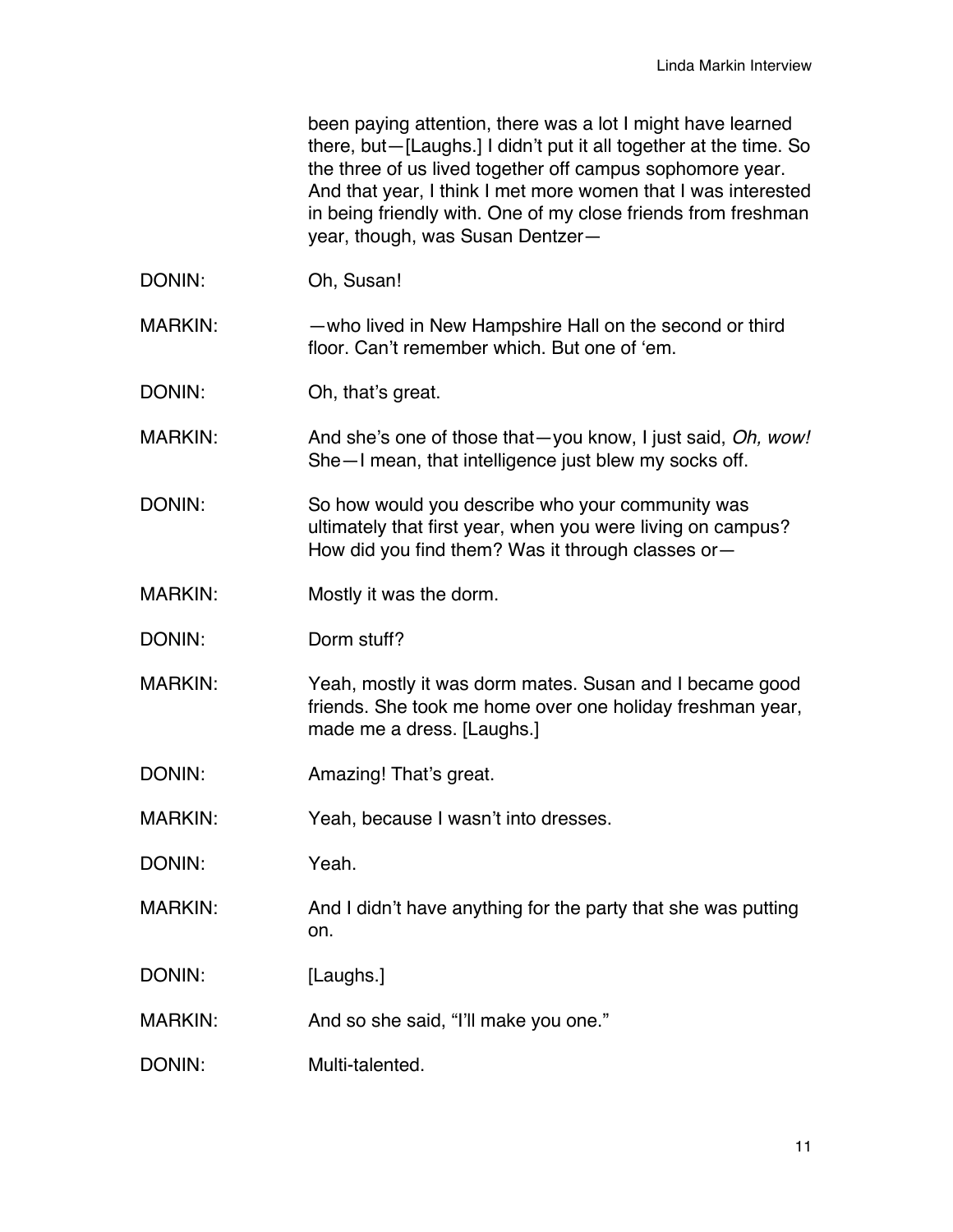been paying attention, there was a lot I might have learned there, but—[Laughs.] I didn't put it all together at the time. So the three of us lived together off campus sophomore year. And that year, I think I met more women that I was interested in being friendly with. One of my close friends from freshman year, though, was Susan Dentzer—

DONIN: Oh, Susan!

MARKIN: —who lived in New Hampshire Hall on the second or third floor. Can't remember which. But one of 'em.

DONIN: Oh, that's great.

MARKIN: And she's one of those that—you know, I just said, *Oh, wow!* She—I mean, that intelligence just blew my socks off.

DONIN: So how would you describe who your community was ultimately that first year, when you were living on campus? How did you find them? Was it through classes or—

MARKIN: Mostly it was the dorm.

DONIN: Dorm stuff?

MARKIN: Yeah, mostly it was dorm mates. Susan and I became good friends. She took me home over one holiday freshman year, made me a dress. [Laughs.]

DONIN: Amazing! That's great.

MARKIN: Yeah, because I wasn't into dresses.

DONIN: Yeah.

MARKIN: And I didn't have anything for the party that she was putting on.

DONIN: [Laughs.]

MARKIN: And so she said, "I'll make you one."

DONIN: Multi-talented.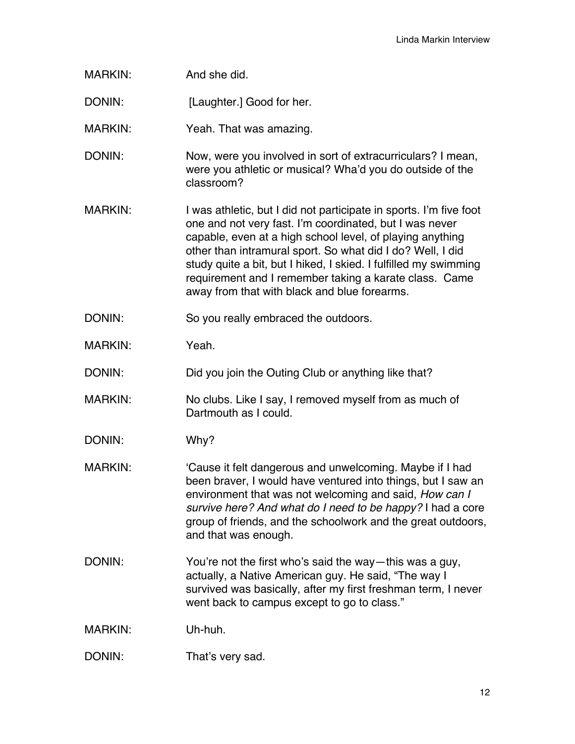MARKIN: And she did.

DONIN: [Laughter.] Good for her.

MARKIN: Yeah. That was amazing.

DONIN: Now, were you involved in sort of extracurriculars? I mean, were you athletic or musical? Wha'd you do outside of the classroom?

MARKIN: I was athletic, but I did not participate in sports. I'm five foot one and not very fast. I'm coordinated, but I was never capable, even at a high school level, of playing anything other than intramural sport. So what did I do? Well, I did study quite a bit, but I hiked, I skied. I fulfilled my swimming requirement and I remember taking a karate class. Came away from that with black and blue forearms.

DONIN: So you really embraced the outdoors.

MARKIN: Yeah.

DONIN: Did you join the Outing Club or anything like that?

MARKIN: No clubs. Like I say, I removed myself from as much of Dartmouth as I could.

DONIN: Why?

MARKIN: 'Cause it felt dangerous and unwelcoming. Maybe if I had been braver, I would have ventured into things, but I saw an environment that was not welcoming and said, *How can I survive here? And what do I need to be happy?* I had a core group of friends, and the schoolwork and the great outdoors, and that was enough.

DONIN: You're not the first who's said the way—this was a guy, actually, a Native American guy. He said, "The way I survived was basically, after my first freshman term, I never went back to campus except to go to class."

MARKIN: Uh-huh.

DONIN: That's very sad.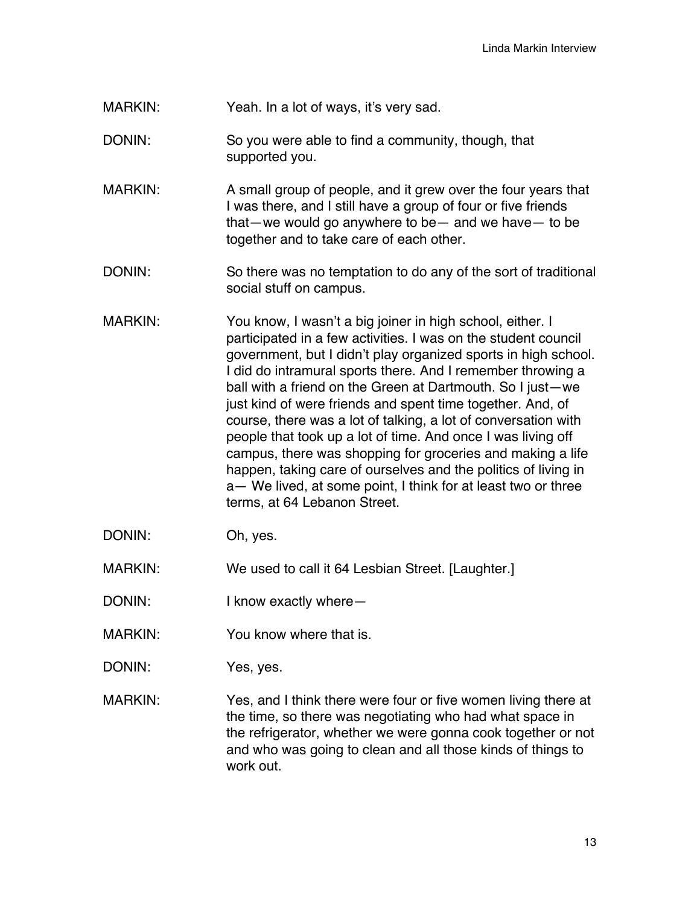MARKIN: Yeah. In a lot of ways, it's very sad.

DONIN: So you were able to find a community, though, that supported you.

MARKIN: A small group of people, and it grew over the four years that I was there, and I still have a group of four or five friends that—we would go anywhere to be— and we have— to be together and to take care of each other.

DONIN: So there was no temptation to do any of the sort of traditional social stuff on campus.

MARKIN: You know, I wasn't a big joiner in high school, either. I participated in a few activities. I was on the student council government, but I didn't play organized sports in high school. I did do intramural sports there. And I remember throwing a ball with a friend on the Green at Dartmouth. So I just—we just kind of were friends and spent time together. And, of course, there was a lot of talking, a lot of conversation with people that took up a lot of time. And once I was living off campus, there was shopping for groceries and making a life happen, taking care of ourselves and the politics of living in a— We lived, at some point, I think for at least two or three terms, at 64 Lebanon Street.

DONIN: Oh, yes.

MARKIN: We used to call it 64 Lesbian Street. [Laughter.]

DONIN: I know exactly where—

MARKIN: You know where that is.

DONIN: Yes, yes.

MARKIN: Yes, and I think there were four or five women living there at the time, so there was negotiating who had what space in the refrigerator, whether we were gonna cook together or not and who was going to clean and all those kinds of things to work out.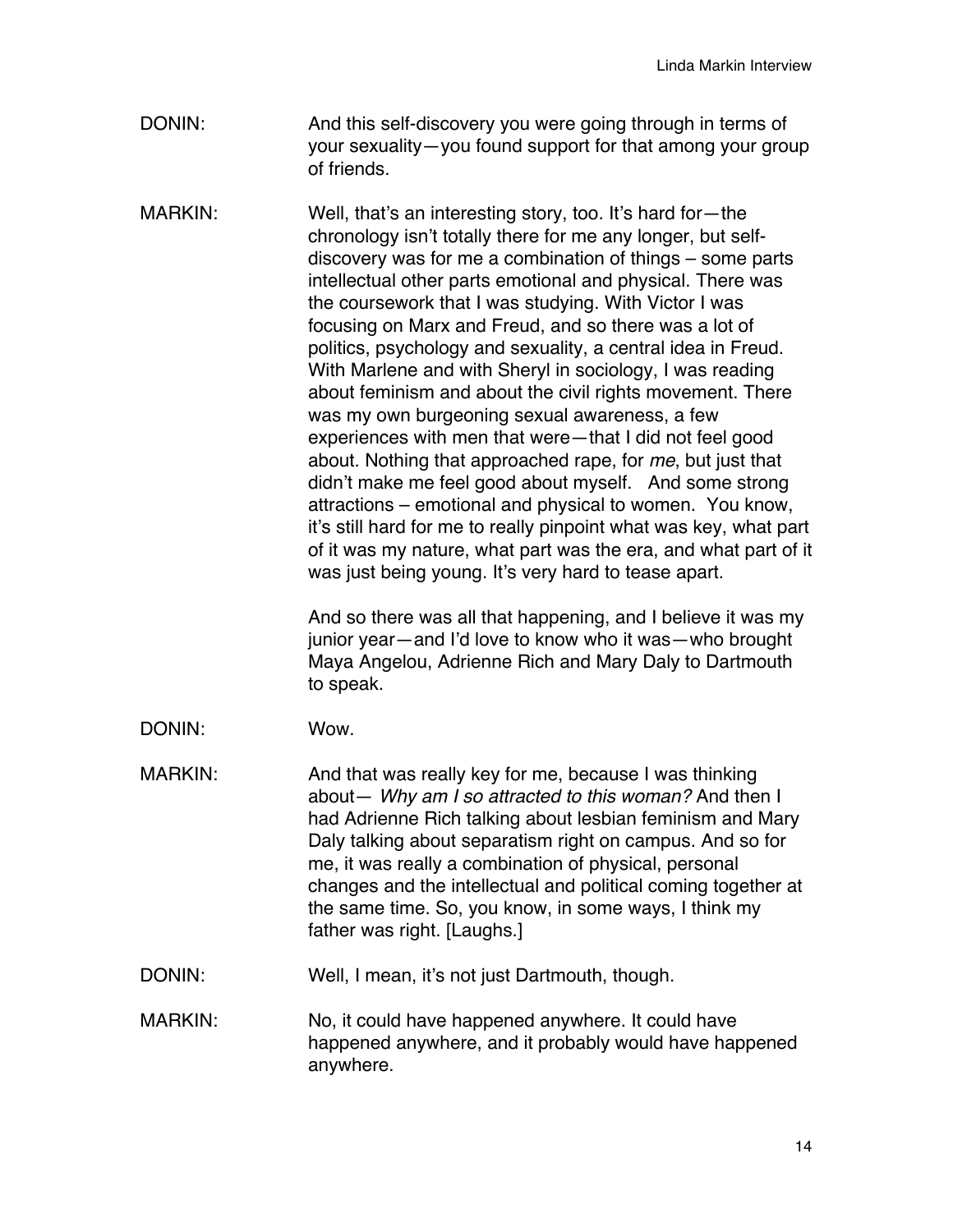DONIN: And this self-discovery you were going through in terms of your sexuality—you found support for that among your group of friends.

MARKIN: Well, that's an interesting story, too. It's hard for—the chronology isn't totally there for me any longer, but self-discovery was for me a combination of things – some parts intellectual other parts emotional and physical. There was the coursework that I was studying. With Victor I was focusing on Marx and Freud, and so there was a lot of politics, psychology and sexuality, a central idea in Freud. With Marlene and with Sheryl in sociology, I was reading about feminism and about the civil rights movement. There was my own burgeoning sexual awareness, a few experiences with men that were—that I did not feel good about. Nothing that approached rape, for *me*, but just that didn't make me feel good about myself. And some strong attractions – emotional and physical to women. You know, it's still hard for me to really pinpoint what was key, what part of it was my nature, what part was the era, and what part of it was just being young. It's very hard to tease apart.

And so there was all that happening, and I believe it was my junior year—and I'd love to know who it was—who brought Maya Angelou, Adrienne Rich and Mary Daly to Dartmouth to speak.

DONIN: Wow.

MARKIN: And that was really key for me, because I was thinking about— *Why am I so attracted to this woman?* And then I had Adrienne Rich talking about lesbian feminism and Mary Daly talking about separatism right on campus. And so for me, it was really a combination of physical, personal changes and the intellectual and political coming together at the same time. So, you know, in some ways, I think my father was right. [Laughs.]

DONIN: Well, I mean, it's not just Dartmouth, though.

MARKIN: No, it could have happened anywhere. It could have happened anywhere, and it probably would have happened anywhere.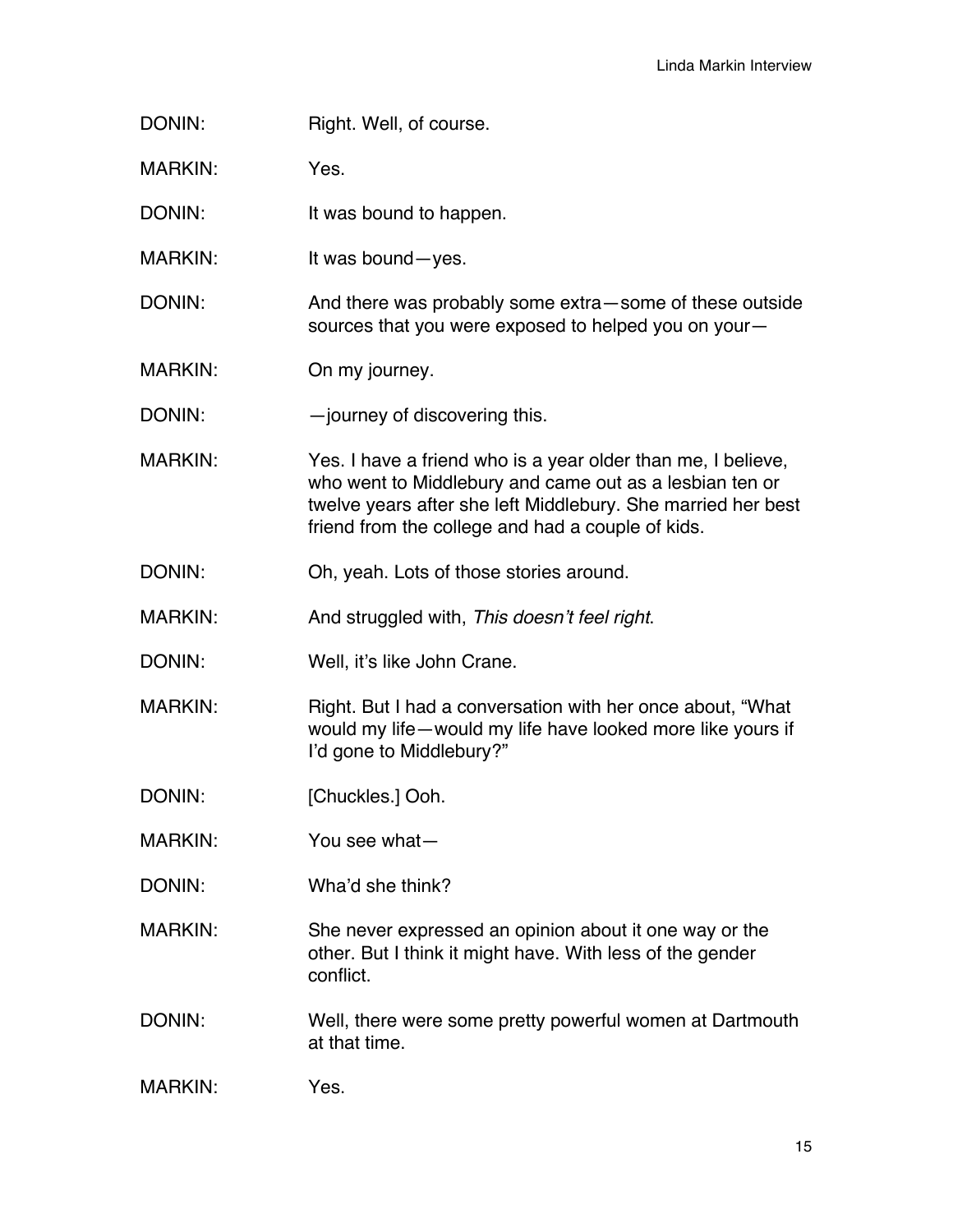DONIN: Right. Well, of course.

MARKIN: Yes.

DONIN: It was bound to happen.

MARKIN: It was bound—yes.

DONIN: And there was probably some extra—some of these outside sources that you were exposed to helped you on your—

MARKIN: On my journey.

DONIN: —journey of discovering this.

MARKIN: Yes. I have a friend who is a year older than me, I believe, who went to Middlebury and came out as a lesbian ten or twelve years after she left Middlebury. She married her best friend from the college and had a couple of kids.

DONIN: Oh, yeah. Lots of those stories around.

MARKIN: And struggled with, *This doesn't feel right*.

DONIN: Well, it's like John Crane.

MARKIN: Right. But I had a conversation with her once about, "What would my life—would my life have looked more like yours if I'd gone to Middlebury?"

DONIN: [Chuckles.] Ooh.

MARKIN: You see what—

DONIN: Wha'd she think?

MARKIN: She never expressed an opinion about it one way or the other. But I think it might have. With less of the gender conflict.

DONIN: Well, there were some pretty powerful women at Dartmouth at that time.

MARKIN: Yes.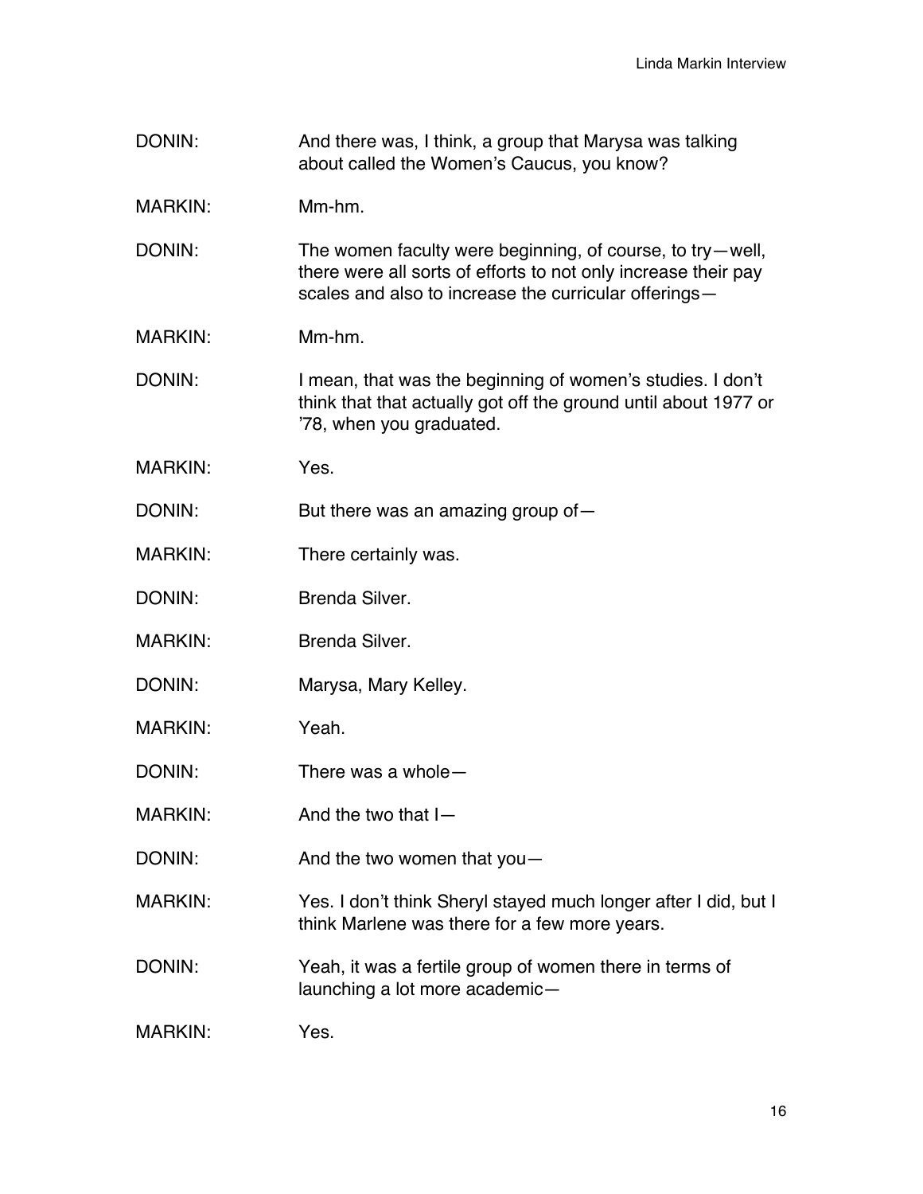DONIN: And there was, I think, a group that Marysa was talking about called the Women's Caucus, you know?

MARKIN: Mm-hm.

DONIN: The women faculty were beginning, of course, to try—well, there were all sorts of efforts to not only increase their pay scales and also to increase the curricular offerings—

MARKIN: Mm-hm.

DONIN: I mean, that was the beginning of women's studies. I don't think that that actually got off the ground until about 1977 or '78, when you graduated.

MARKIN: Yes.

DONIN: But there was an amazing group of—

MARKIN: There certainly was.

DONIN: Brenda Silver.

MARKIN: Brenda Silver.

DONIN: Marysa, Mary Kelley.

MARKIN: Yeah.

DONIN: There was a whole—

MARKIN: And the two that I—

DONIN: And the two women that you—

MARKIN: Yes. I don't think Sheryl stayed much longer after I did, but I think Marlene was there for a few more years.

DONIN: Yeah, it was a fertile group of women there in terms of launching a lot more academic—

MARKIN: Yes.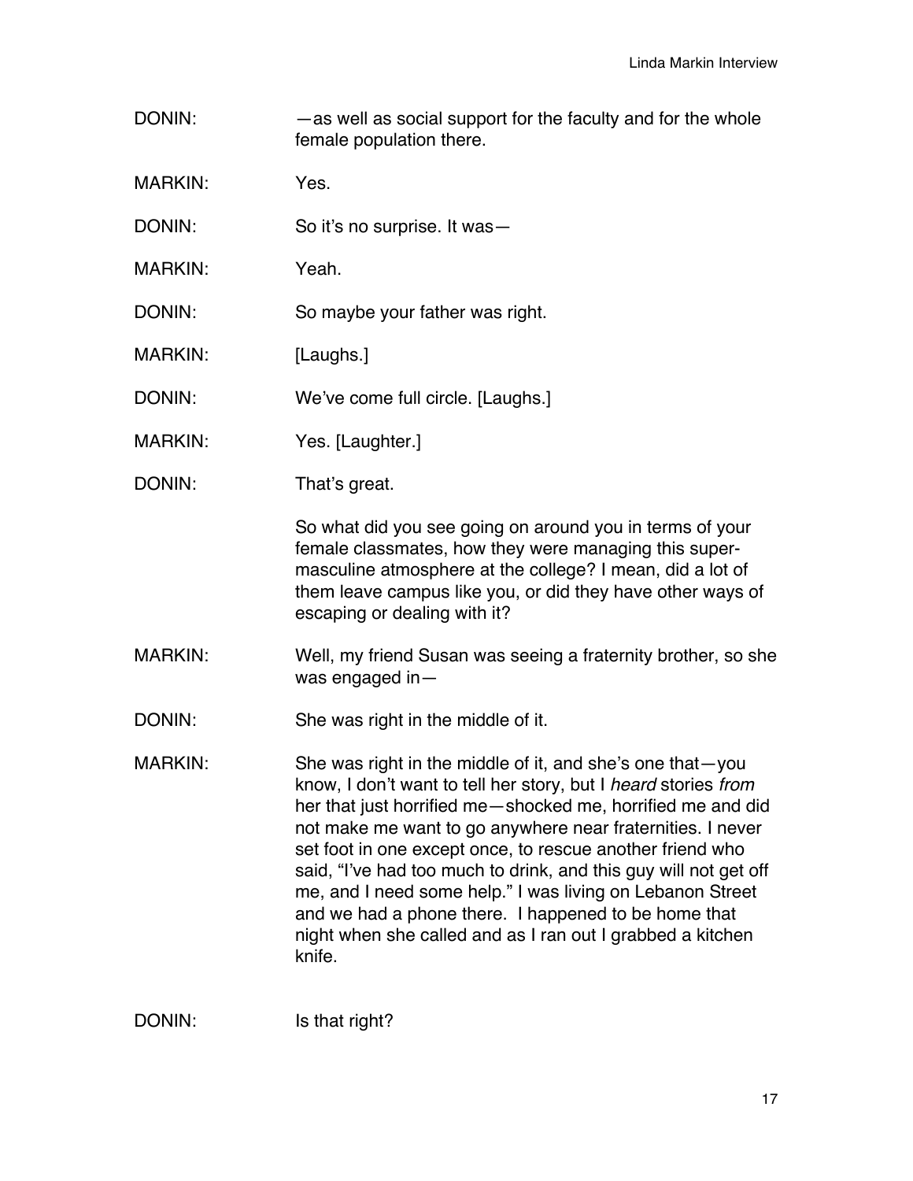DONIN: —as well as social support for the faculty and for the whole female population there.

MARKIN: Yes.

DONIN: So it's no surprise. It was—

MARKIN: Yeah.

DONIN: So maybe your father was right.

MARKIN: [Laughs.]

DONIN: We've come full circle. [Laughs.]

MARKIN: Yes. [Laughter.]

DONIN: That's great.

So what did you see going on around you in terms of your female classmates, how they were managing this super-masculine atmosphere at the college? I mean, did a lot of them leave campus like you, or did they have other ways of escaping or dealing with it?

MARKIN: Well, my friend Susan was seeing a fraternity brother, so she was engaged in—

DONIN: She was right in the middle of it.

MARKIN: She was right in the middle of it, and she's one that—you know, I don't want to tell her story, but I *heard* stories *from* her that just horrified me—shocked me, horrified me and did not make me want to go anywhere near fraternities. I never set foot in one except once, to rescue another friend who said, "I've had too much to drink, and this guy will not get off me, and I need some help." I was living on Lebanon Street and we had a phone there. I happened to be home that night when she called and as I ran out I grabbed a kitchen knife.

DONIN: Is that right?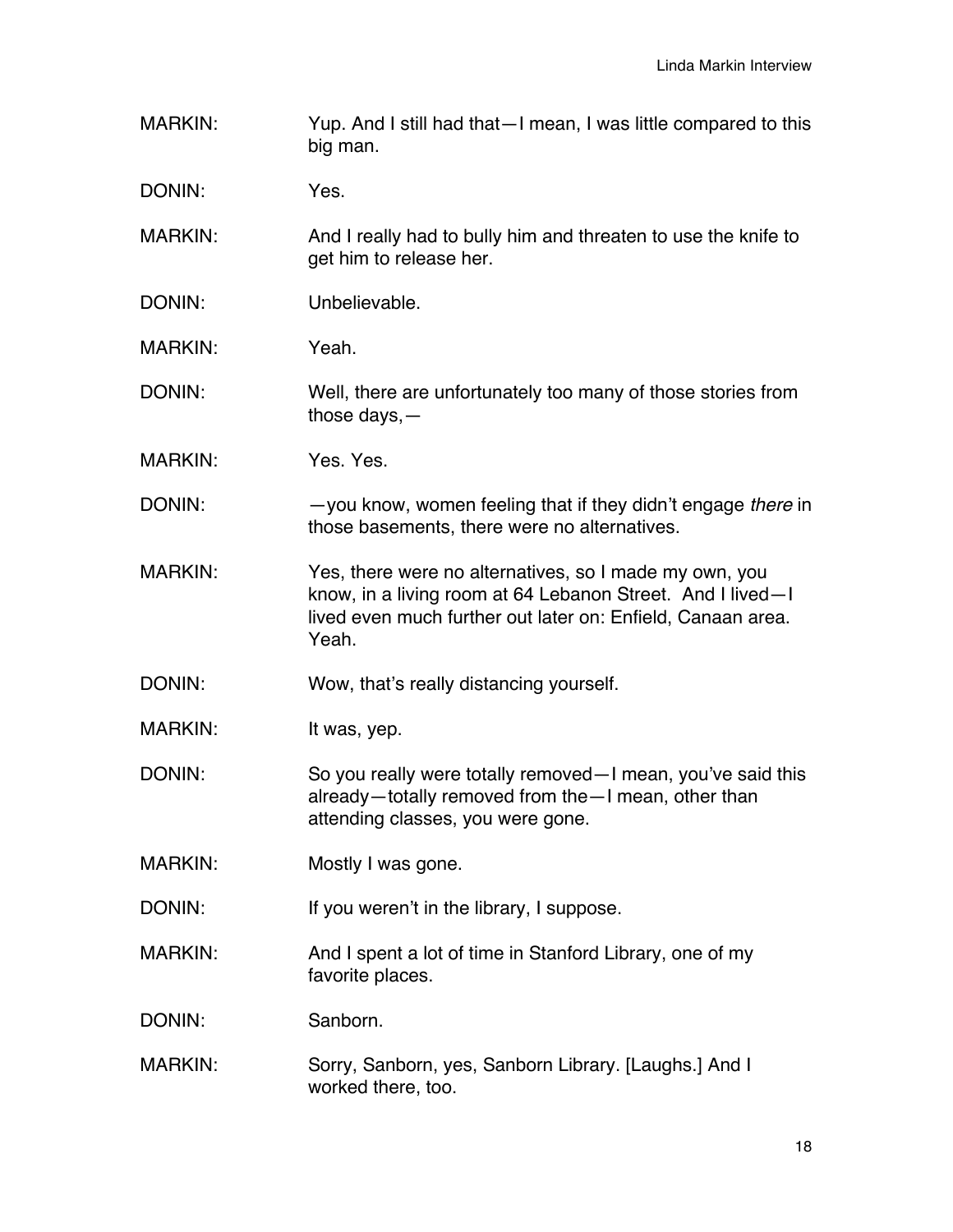MARKIN: Yup. And I still had that—I mean, I was little compared to this big man.

DONIN: Yes.

MARKIN: And I really had to bully him and threaten to use the knife to get him to release her.

DONIN: Unbelievable.

MARKIN: Yeah.

DONIN: Well, there are unfortunately too many of those stories from those days,—

MARKIN: Yes. Yes.

DONIN: —you know, women feeling that if they didn't engage *there* in those basements, there were no alternatives.

MARKIN: Yes, there were no alternatives, so I made my own, you know, in a living room at 64 Lebanon Street. And I lived—I lived even much further out later on: Enfield, Canaan area. Yeah.

DONIN: Wow, that's really distancing yourself.

MARKIN: It was, yep.

DONIN: So you really were totally removed—I mean, you've said this already—totally removed from the—I mean, other than attending classes, you were gone.

MARKIN: Mostly I was gone.

DONIN: If you weren't in the library, I suppose.

MARKIN: And I spent a lot of time in Stanford Library, one of my favorite places.

DONIN: Sanborn.

MARKIN: Sorry, Sanborn, yes, Sanborn Library. [Laughs.] And I worked there, too.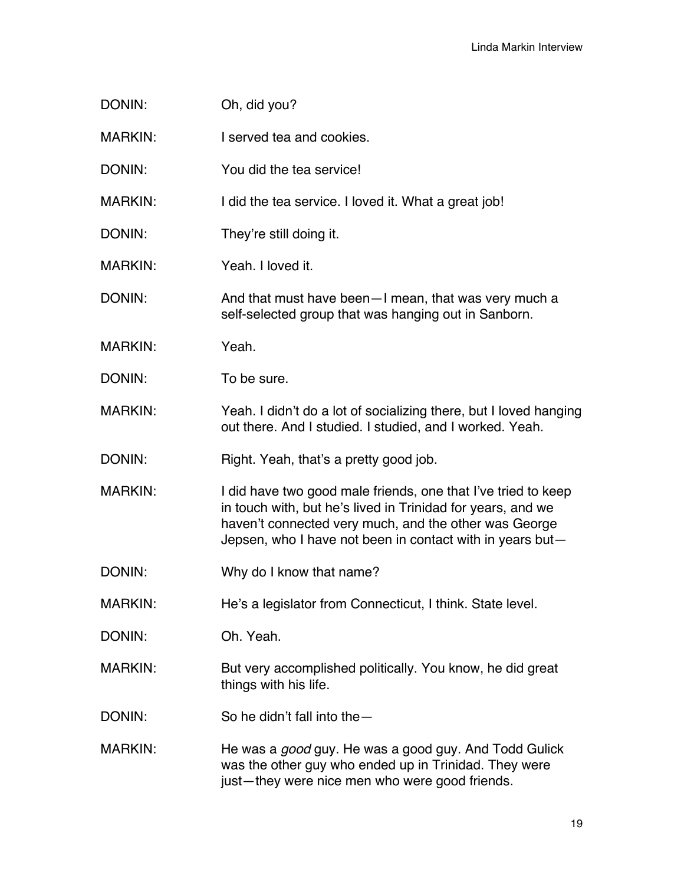DONIN: Oh, did you?

MARKIN: I served tea and cookies.

DONIN: You did the tea service!

MARKIN: I did the tea service. I loved it. What a great job!

DONIN: They're still doing it.

MARKIN: Yeah. I loved it.

DONIN: And that must have been—I mean, that was very much a self-selected group that was hanging out in Sanborn.

MARKIN: Yeah.

DONIN: To be sure.

MARKIN: Yeah. I didn't do a lot of socializing there, but I loved hanging out there. And I studied. I studied, and I worked. Yeah.

DONIN: Right. Yeah, that's a pretty good job.

MARKIN: I did have two good male friends, one that I've tried to keep in touch with, but he's lived in Trinidad for years, and we haven't connected very much, and the other was George Jepsen, who I have not been in contact with in years but—

DONIN: Why do I know that name?

MARKIN: He's a legislator from Connecticut, I think. State level.

DONIN: Oh. Yeah.

MARKIN: But very accomplished politically. You know, he did great things with his life.

DONIN: So he didn't fall into the—

MARKIN: He was a *good* guy. He was a good guy. And Todd Gulick was the other guy who ended up in Trinidad. They were just—they were nice men who were good friends.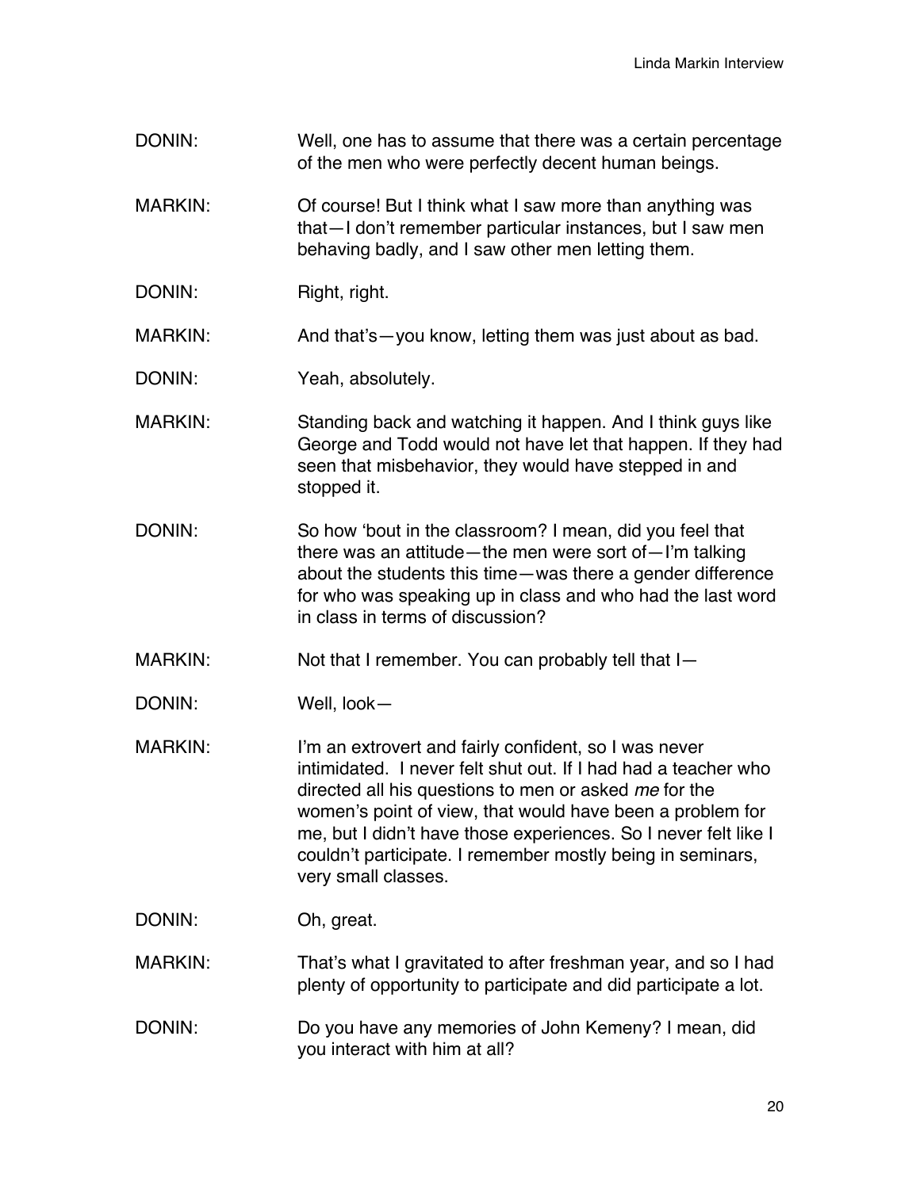DONIN: Well, one has to assume that there was a certain percentage of the men who were perfectly decent human beings.

MARKIN: Of course! But I think what I saw more than anything was that—I don't remember particular instances, but I saw men behaving badly, and I saw other men letting them.

DONIN: Right, right.

MARKIN: And that's—you know, letting them was just about as bad.

DONIN: Yeah, absolutely.

MARKIN: Standing back and watching it happen. And I think guys like George and Todd would not have let that happen. If they had seen that misbehavior, they would have stepped in and stopped it.

DONIN: So how 'bout in the classroom? I mean, did you feel that there was an attitude—the men were sort of—I'm talking about the students this time—was there a gender difference for who was speaking up in class and who had the last word in class in terms of discussion?

MARKIN: Not that I remember. You can probably tell that I—

DONIN: Well, look—

MARKIN: I'm an extrovert and fairly confident, so I was never intimidated. I never felt shut out. If I had had a teacher who directed all his questions to men or asked *me* for the women's point of view, that would have been a problem for me, but I didn't have those experiences. So I never felt like I couldn't participate. I remember mostly being in seminars, very small classes.

DONIN: Oh, great.

MARKIN: That's what I gravitated to after freshman year, and so I had plenty of opportunity to participate and did participate a lot.

DONIN: Do you have any memories of John Kemeny? I mean, did you interact with him at all?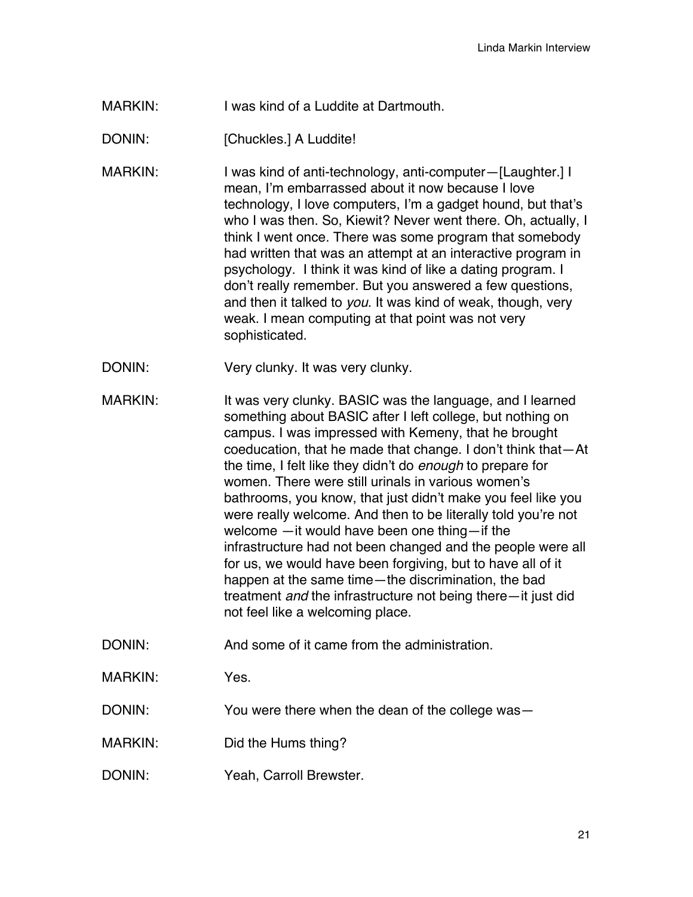MARKIN: I was kind of a Luddite at Dartmouth.

DONIN: [Chuckles.] A Luddite!

MARKIN: I was kind of anti-technology, anti-computer—[Laughter.] I mean, I'm embarrassed about it now because I love technology, I love computers, I'm a gadget hound, but that's who I was then. So, Kiewit? Never went there. Oh, actually, I think I went once. There was some program that somebody had written that was an attempt at an interactive program in psychology. I think it was kind of like a dating program. I don't really remember. But you answered a few questions, and then it talked to *you*. It was kind of weak, though, very weak. I mean computing at that point was not very sophisticated.

DONIN: Very clunky. It was very clunky.

MARKIN: It was very clunky. BASIC was the language, and I learned something about BASIC after I left college, but nothing on campus. I was impressed with Kemeny, that he brought coeducation, that he made that change. I don't think that—At the time, I felt like they didn't do *enough* to prepare for women. There were still urinals in various women's bathrooms, you know, that just didn't make you feel like you were really welcome. And then to be literally told you're not welcome —it would have been one thing—if the infrastructure had not been changed and the people were all for us, we would have been forgiving, but to have all of it happen at the same time—the discrimination, the bad treatment *and* the infrastructure not being there—it just did not feel like a welcoming place.

DONIN: And some of it came from the administration.

MARKIN: Yes.

DONIN: You were there when the dean of the college was—

MARKIN: Did the Hums thing?

DONIN: Yeah, Carroll Brewster.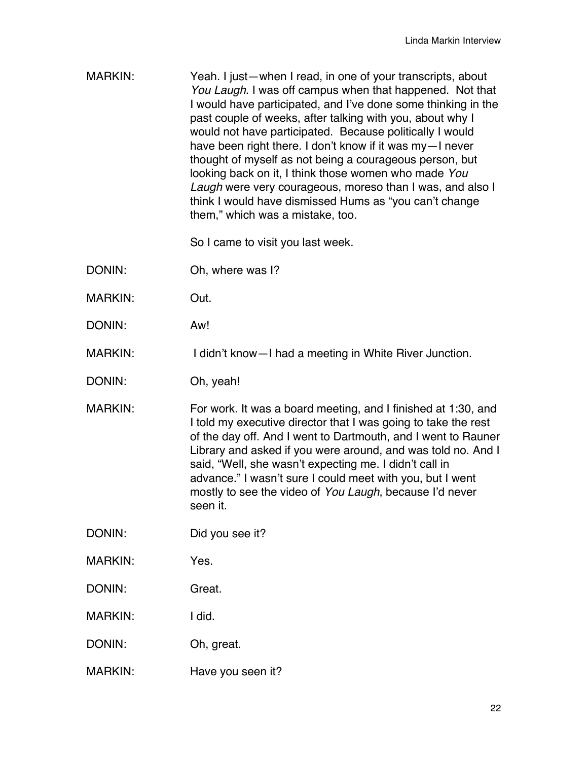MARKIN: Yeah. I just—when I read, in one of your transcripts, about *You Laugh*. I was off campus when that happened. Not that I would have participated, and I've done some thinking in the past couple of weeks, after talking with you, about why I would not have participated. Because politically I would have been right there. I don't know if it was my—I never thought of myself as not being a courageous person, but looking back on it, I think those women who made *You Laugh* were very courageous, moreso than I was, and also I think I would have dismissed Hums as "you can't change them," which was a mistake, too.

So I came to visit you last week.

DONIN: Oh, where was I?

MARKIN: Out.

DONIN: Aw!

MARKIN: I didn't know—I had a meeting in White River Junction.

DONIN: Oh, yeah!

MARKIN: For work. It was a board meeting, and I finished at 1:30, and I told my executive director that I was going to take the rest of the day off. And I went to Dartmouth, and I went to Rauner Library and asked if you were around, and was told no. And I said, "Well, she wasn't expecting me. I didn't call in advance." I wasn't sure I could meet with you, but I went mostly to see the video of *You Laugh*, because I'd never seen it.

DONIN: Did you see it?

MARKIN: Yes.

DONIN: Great.

MARKIN: I did.

DONIN: Oh, great.

MARKIN: Have you seen it?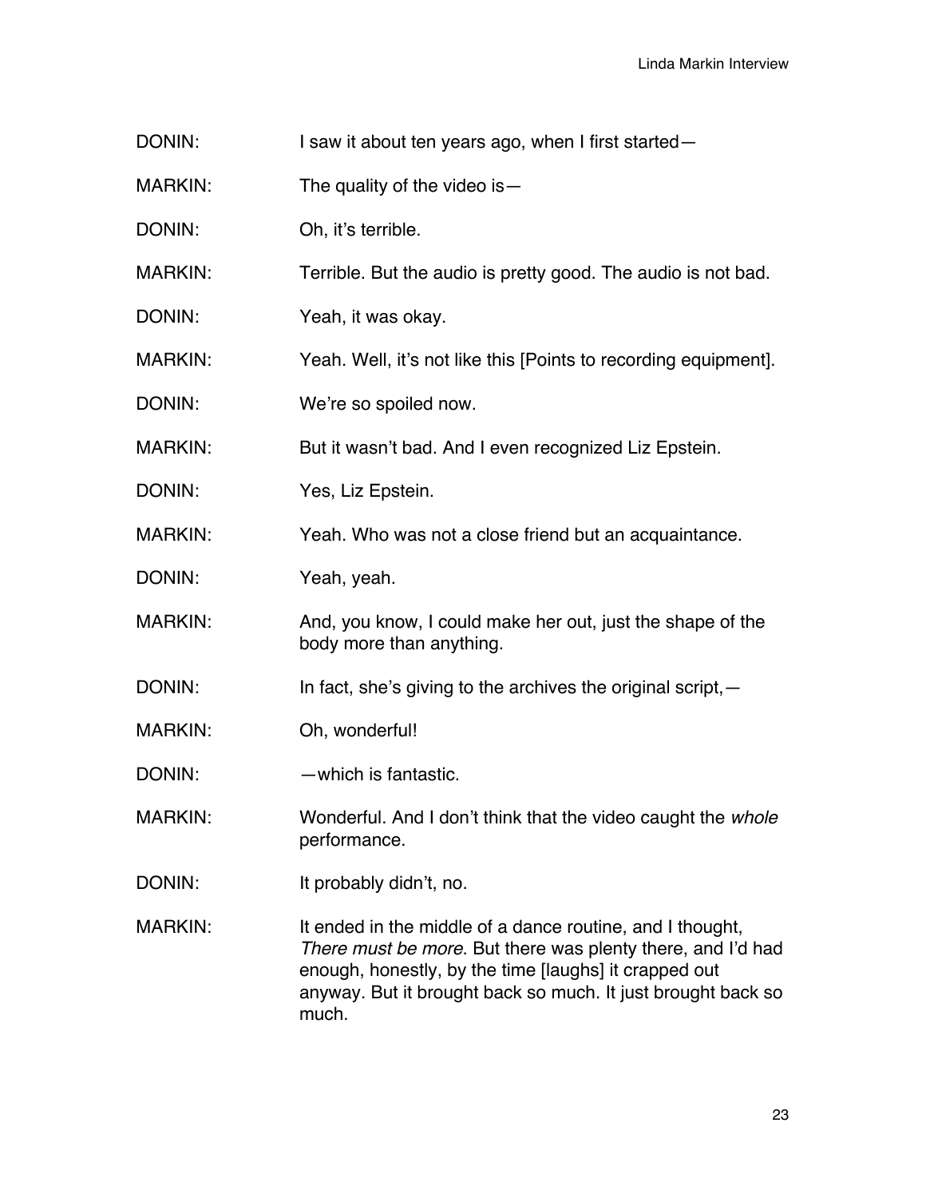DONIN: I saw it about ten years ago, when I first started—

MARKIN: The quality of the video is—

DONIN: Oh, it's terrible.

MARKIN: Terrible. But the audio is pretty good. The audio is not bad.

DONIN: Yeah, it was okay.

MARKIN: Yeah. Well, it's not like this [Points to recording equipment].

DONIN: We're so spoiled now.

MARKIN: But it wasn't bad. And I even recognized Liz Epstein.

DONIN: Yes, Liz Epstein.

MARKIN: Yeah. Who was not a close friend but an acquaintance.

DONIN: Yeah, yeah.

MARKIN: And, you know, I could make her out, just the shape of the body more than anything.

DONIN: In fact, she's giving to the archives the original script,—

MARKIN: Oh, wonderful!

DONIN: —which is fantastic.

MARKIN: Wonderful. And I don't think that the video caught the *whole* performance.

DONIN: It probably didn't, no.

MARKIN: It ended in the middle of a dance routine, and I thought, *There must be more*. But there was plenty there, and I'd had enough, honestly, by the time [laughs] it crapped out anyway. But it brought back so much. It just brought back so much.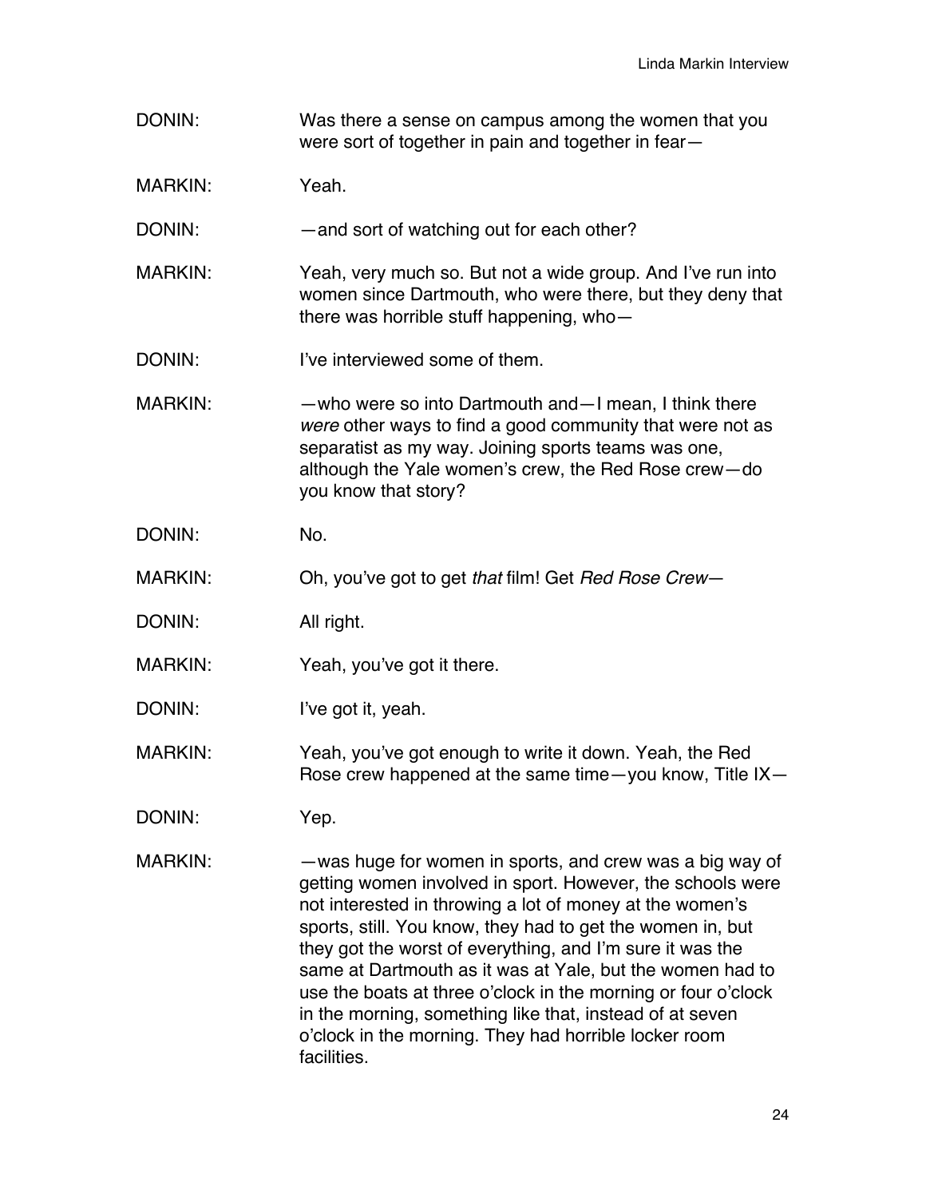DONIN: Was there a sense on campus among the women that you were sort of together in pain and together in fear—

MARKIN: Yeah.

DONIN: —and sort of watching out for each other?

MARKIN: Yeah, very much so. But not a wide group. And I've run into women since Dartmouth, who were there, but they deny that there was horrible stuff happening, who—

DONIN: I've interviewed some of them.

MARKIN: —who were so into Dartmouth and—I mean, I think there *were* other ways to find a good community that were not as separatist as my way. Joining sports teams was one, although the Yale women's crew, the Red Rose crew—do you know that story?

DONIN: No.

MARKIN: Oh, you've got to get *that* film! Get *Red Rose Crew*—

DONIN: All right.

MARKIN: Yeah, you've got it there.

DONIN: I've got it, yeah.

MARKIN: Yeah, you've got enough to write it down. Yeah, the Red Rose crew happened at the same time—you know, Title IX—

DONIN: Yep.

MARKIN: —was huge for women in sports, and crew was a big way of getting women involved in sport. However, the schools were not interested in throwing a lot of money at the women's sports, still. You know, they had to get the women in, but they got the worst of everything, and I'm sure it was the same at Dartmouth as it was at Yale, but the women had to use the boats at three o'clock in the morning or four o'clock in the morning, something like that, instead of at seven o'clock in the morning. They had horrible locker room facilities.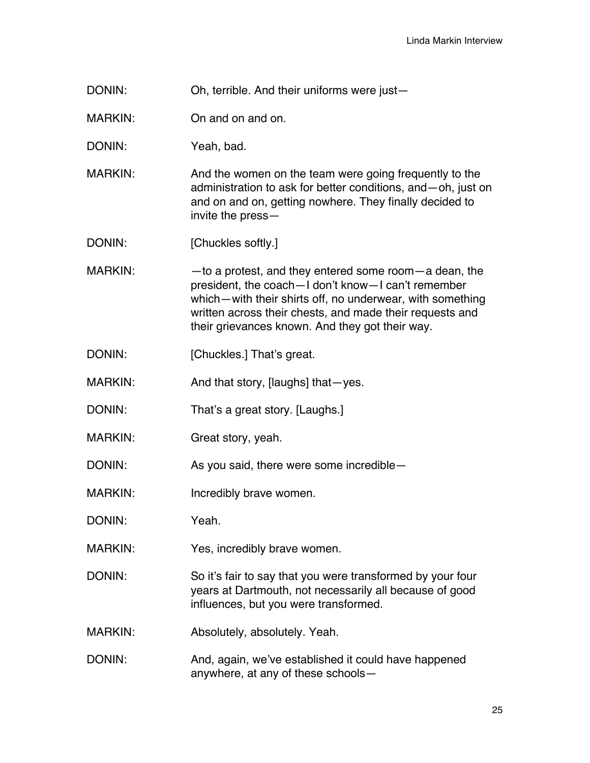DONIN: Oh, terrible. And their uniforms were just—

MARKIN: On and on and on.

DONIN: Yeah, bad.

MARKIN: And the women on the team were going frequently to the administration to ask for better conditions, and—oh, just on and on and on, getting nowhere. They finally decided to invite the press—

DONIN: [Chuckles softly.]

MARKIN: —to a protest, and they entered some room—a dean, the president, the coach—I don't know—I can't remember which—with their shirts off, no underwear, with something written across their chests, and made their requests and their grievances known. And they got their way.

DONIN: [Chuckles.] That's great.

MARKIN: And that story, [laughs] that—yes.

DONIN: That's a great story. [Laughs.]

MARKIN: Great story, yeah.

DONIN: As you said, there were some incredible—

MARKIN: Incredibly brave women.

DONIN: Yeah.

MARKIN: Yes, incredibly brave women.

DONIN: So it's fair to say that you were transformed by your four years at Dartmouth, not necessarily all because of good influences, but you were transformed.

MARKIN: Absolutely, absolutely. Yeah.

DONIN: And, again, we've established it could have happened anywhere, at any of these schools—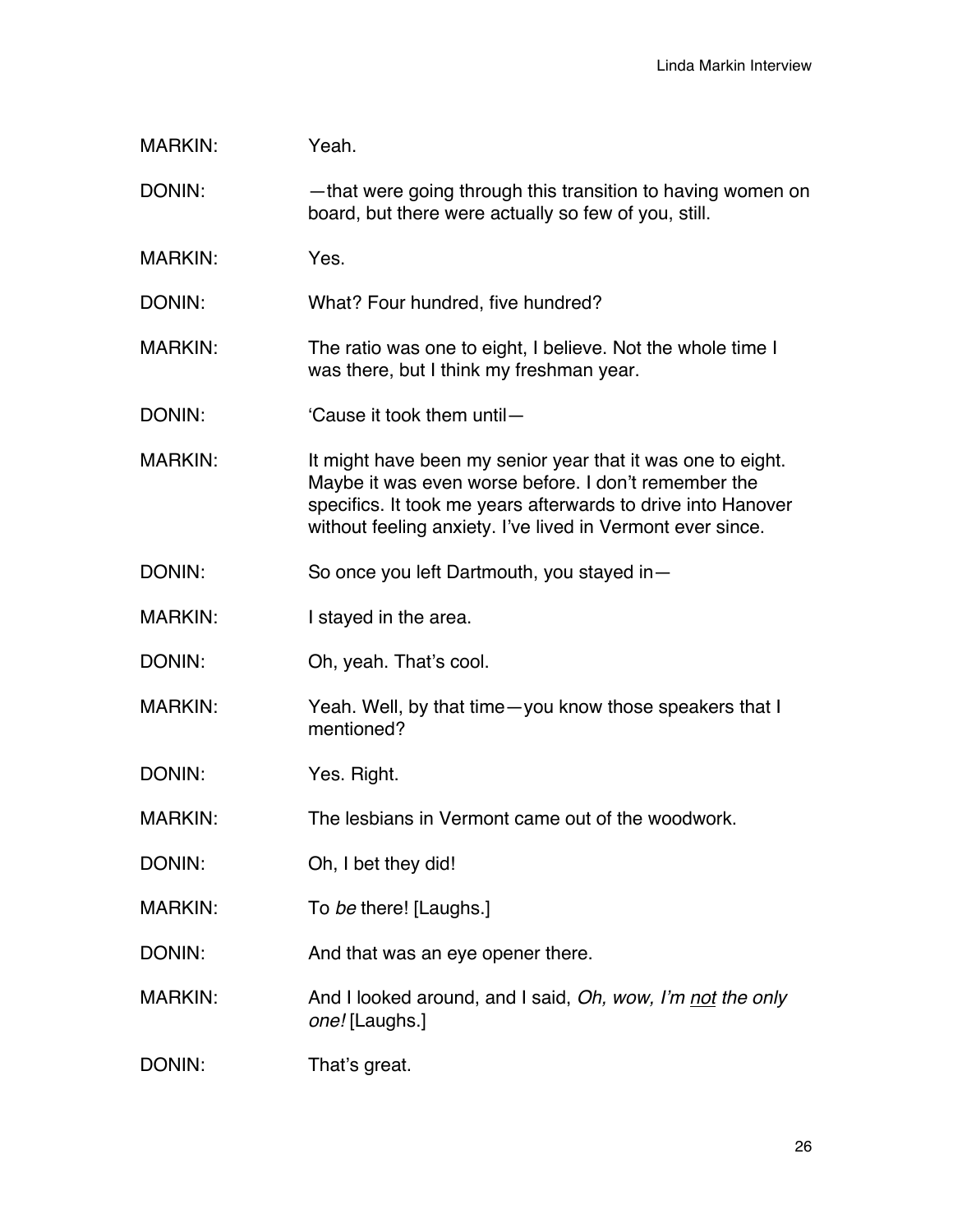MARKIN: Yeah.

DONIN: —that were going through this transition to having women on board, but there were actually so few of you, still.

MARKIN: Yes.

DONIN: What? Four hundred, five hundred?

MARKIN: The ratio was one to eight, I believe. Not the whole time I was there, but I think my freshman year.

DONIN: 'Cause it took them until—

MARKIN: It might have been my senior year that it was one to eight. Maybe it was even worse before. I don't remember the specifics. It took me years afterwards to drive into Hanover without feeling anxiety. I've lived in Vermont ever since.

DONIN: So once you left Dartmouth, you stayed in—

MARKIN: I stayed in the area.

DONIN: Oh, yeah. That's cool.

MARKIN: Yeah. Well, by that time—you know those speakers that I mentioned?

DONIN: Yes. Right.

MARKIN: The lesbians in Vermont came out of the woodwork.

DONIN: Oh, I bet they did!

MARKIN: To *be* there! [Laughs.]

DONIN: And that was an eye opener there.

MARKIN: And I looked around, and I said, *Oh, wow, I'm <u>not</u> the only one!* [Laughs.]

DONIN: That's great.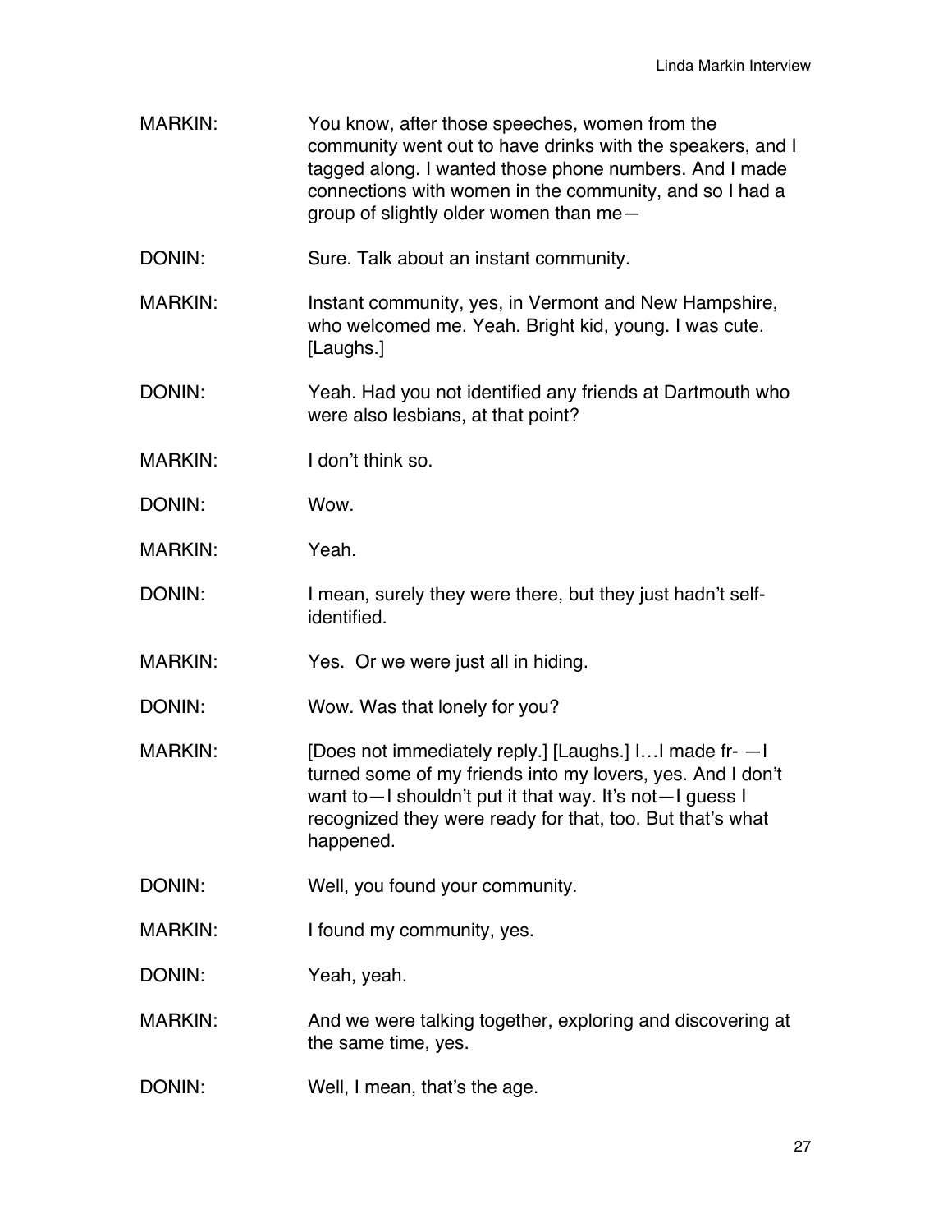MARKIN: You know, after those speeches, women from the community went out to have drinks with the speakers, and I tagged along. I wanted those phone numbers. And I made connections with women in the community, and so I had a group of slightly older women than me—

DONIN: Sure. Talk about an instant community.

MARKIN: Instant community, yes, in Vermont and New Hampshire, who welcomed me. Yeah. Bright kid, young. I was cute. [Laughs.]

DONIN: Yeah. Had you not identified any friends at Dartmouth who were also lesbians, at that point?

MARKIN: I don't think so.

DONIN: Wow.

MARKIN: Yeah.

DONIN: I mean, surely they were there, but they just hadn't self-identified.

MARKIN: Yes. Or we were just all in hiding.

DONIN: Wow. Was that lonely for you?

MARKIN: [Does not immediately reply.] [Laughs.] I…I made fr- —I turned some of my friends into my lovers, yes. And I don't want to—I shouldn't put it that way. It's not—I guess I recognized they were ready for that, too. But that's what happened.

DONIN: Well, you found your community.

MARKIN: I found my community, yes.

DONIN: Yeah, yeah.

MARKIN: And we were talking together, exploring and discovering at the same time, yes.

DONIN: Well, I mean, that's the age.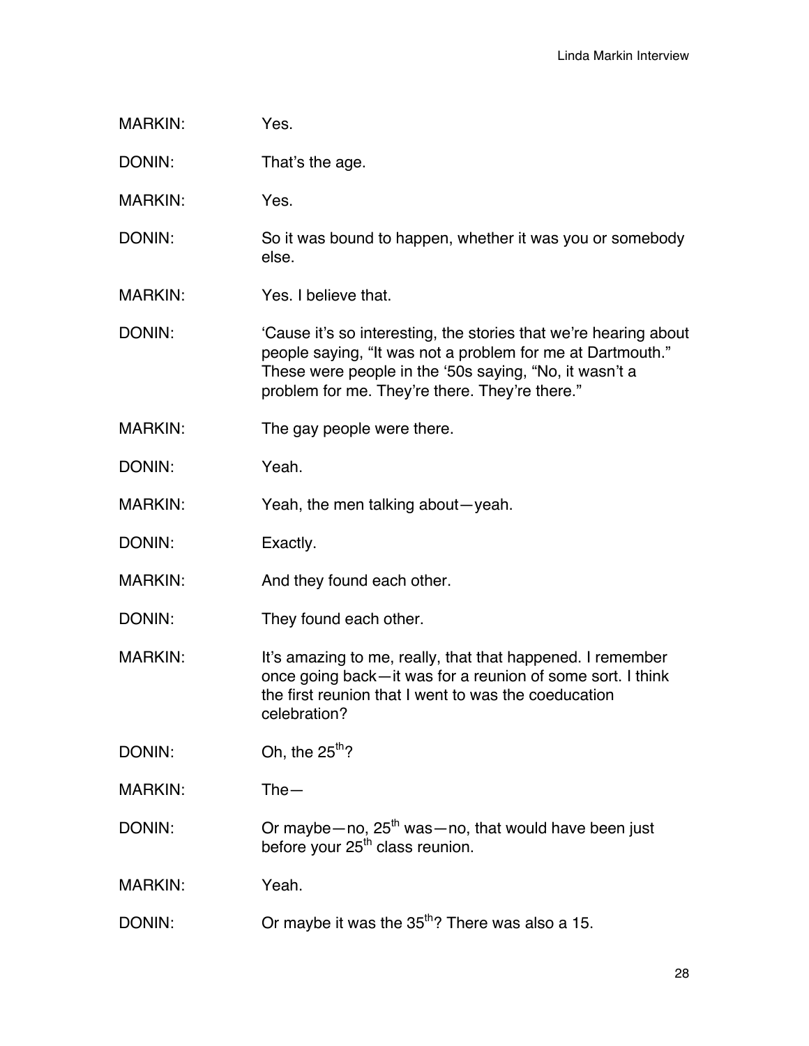MARKIN: Yes.

DONIN: That's the age.

MARKIN: Yes.

DONIN: So it was bound to happen, whether it was you or somebody else.

MARKIN: Yes. I believe that.

DONIN: 'Cause it's so interesting, the stories that we're hearing about people saying, "It was not a problem for me at Dartmouth." These were people in the '50s saying, "No, it wasn't a problem for me. They're there. They're there."

MARKIN: The gay people were there.

DONIN: Yeah.

MARKIN: Yeah, the men talking about—yeah.

DONIN: Exactly.

MARKIN: And they found each other.

DONIN: They found each other.

MARKIN: It's amazing to me, really, that that happened. I remember once going back—it was for a reunion of some sort. I think the first reunion that I went to was the coeducation celebration?

DONIN: Oh, the 25th?

MARKIN: The—

DONIN: Or maybe—no, 25th was—no, that would have been just before your 25th class reunion.

MARKIN: Yeah.

DONIN: Or maybe it was the 35th? There was also a 15.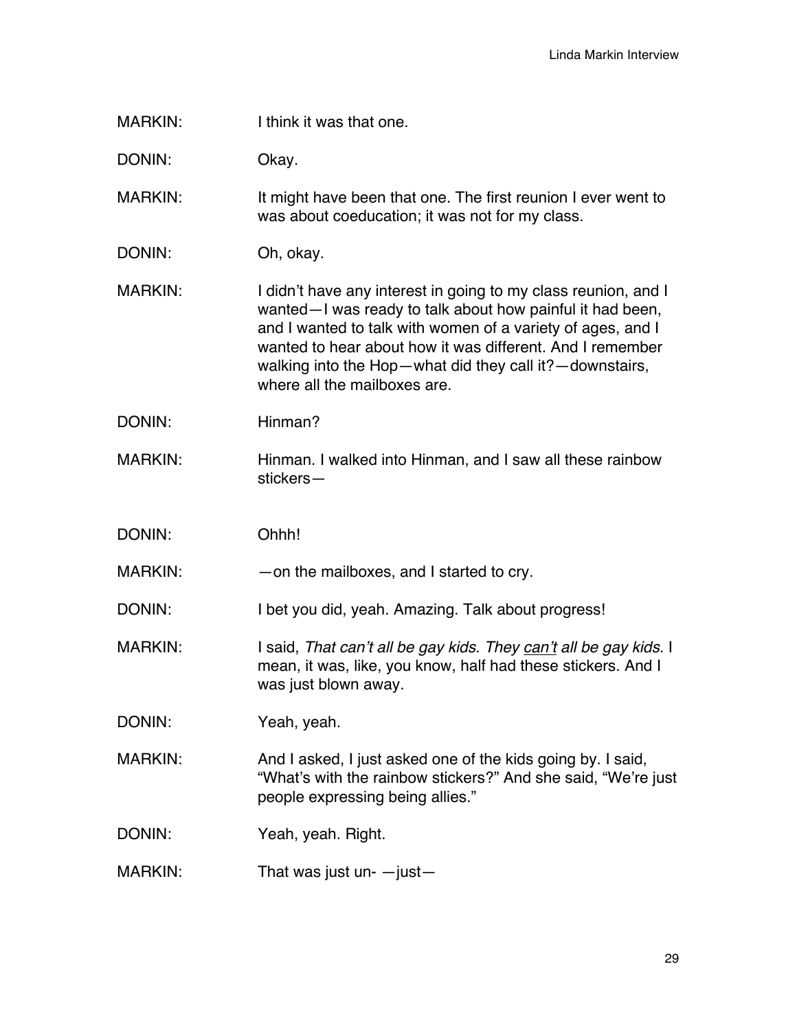MARKIN: I think it was that one.

DONIN: Okay.

MARKIN: It might have been that one. The first reunion I ever went to was about coeducation; it was not for my class.

DONIN: Oh, okay.

MARKIN: I didn't have any interest in going to my class reunion, and I wanted—I was ready to talk about how painful it had been, and I wanted to talk with women of a variety of ages, and I wanted to hear about how it was different. And I remember walking into the Hop—what did they call it?—downstairs, where all the mailboxes are.

DONIN: Hinman?

MARKIN: Hinman. I walked into Hinman, and I saw all these rainbow stickers—

DONIN: Ohhh!

MARKIN: —on the mailboxes, and I started to cry.

DONIN: I bet you did, yeah. Amazing. Talk about progress!

MARKIN: I said, *That can't all be gay kids. They <u>can't</u> all be gay kids.* I mean, it was, like, you know, half had these stickers. And I was just blown away.

DONIN: Yeah, yeah.

MARKIN: And I asked, I just asked one of the kids going by. I said, "What's with the rainbow stickers?" And she said, "We're just people expressing being allies."

DONIN: Yeah, yeah. Right.

MARKIN: That was just un- —just—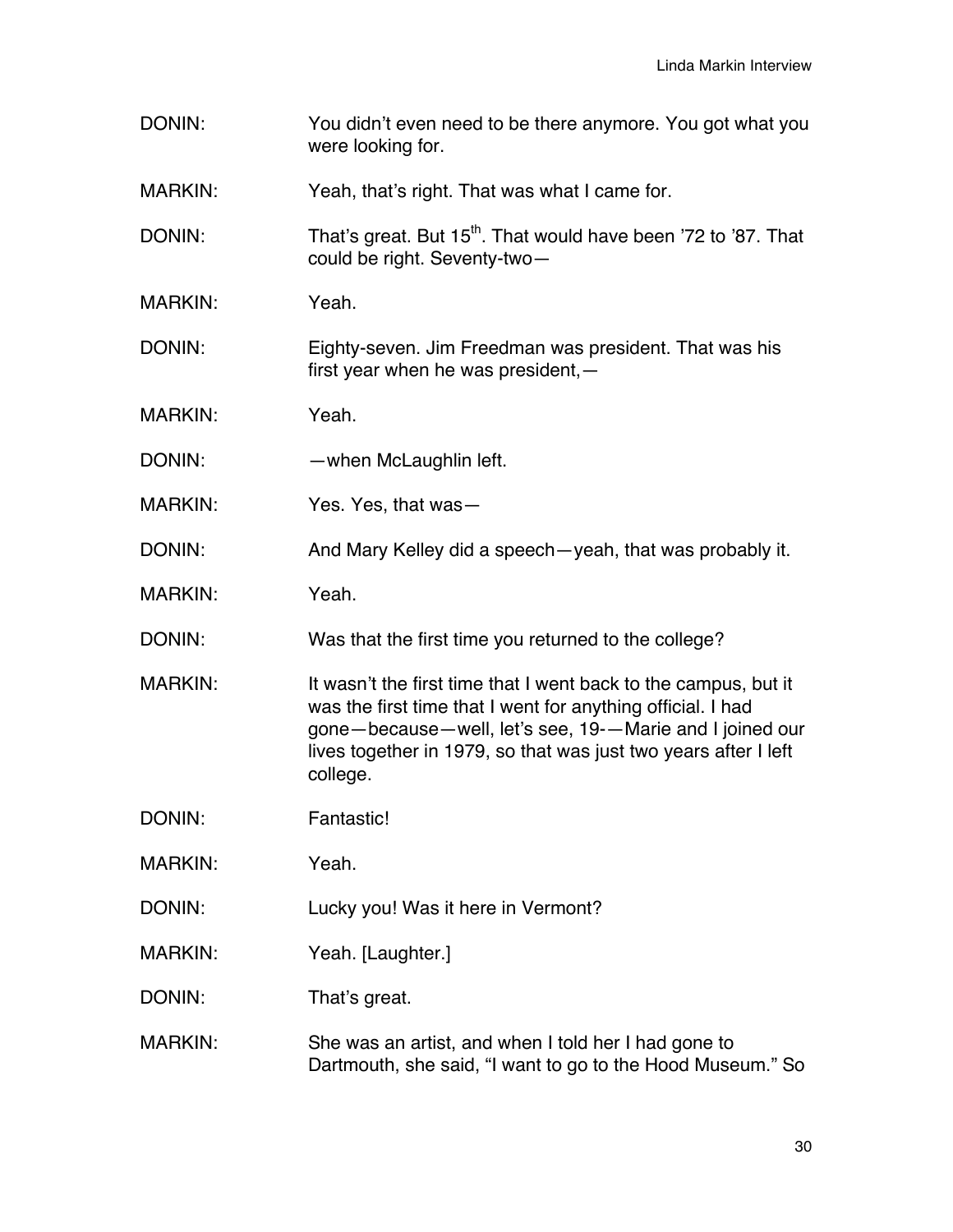DONIN: You didn't even need to be there anymore. You got what you were looking for.

MARKIN: Yeah, that's right. That was what I came for.

DONIN: That's great. But 15th. That would have been '72 to '87. That could be right. Seventy-two—

MARKIN: Yeah.

DONIN: Eighty-seven. Jim Freedman was president. That was his first year when he was president,—

MARKIN: Yeah.

DONIN: —when McLaughlin left.

MARKIN: Yes. Yes, that was—

DONIN: And Mary Kelley did a speech—yeah, that was probably it.

MARKIN: Yeah.

DONIN: Was that the first time you returned to the college?

MARKIN: It wasn't the first time that I went back to the campus, but it was the first time that I went for anything official. I had gone—because—well, let's see, 19-—Marie and I joined our lives together in 1979, so that was just two years after I left college.

DONIN: Fantastic!

MARKIN: Yeah.

DONIN: Lucky you! Was it here in Vermont?

MARKIN: Yeah. [Laughter.]

DONIN: That's great.

MARKIN: She was an artist, and when I told her I had gone to Dartmouth, she said, "I want to go to the Hood Museum." So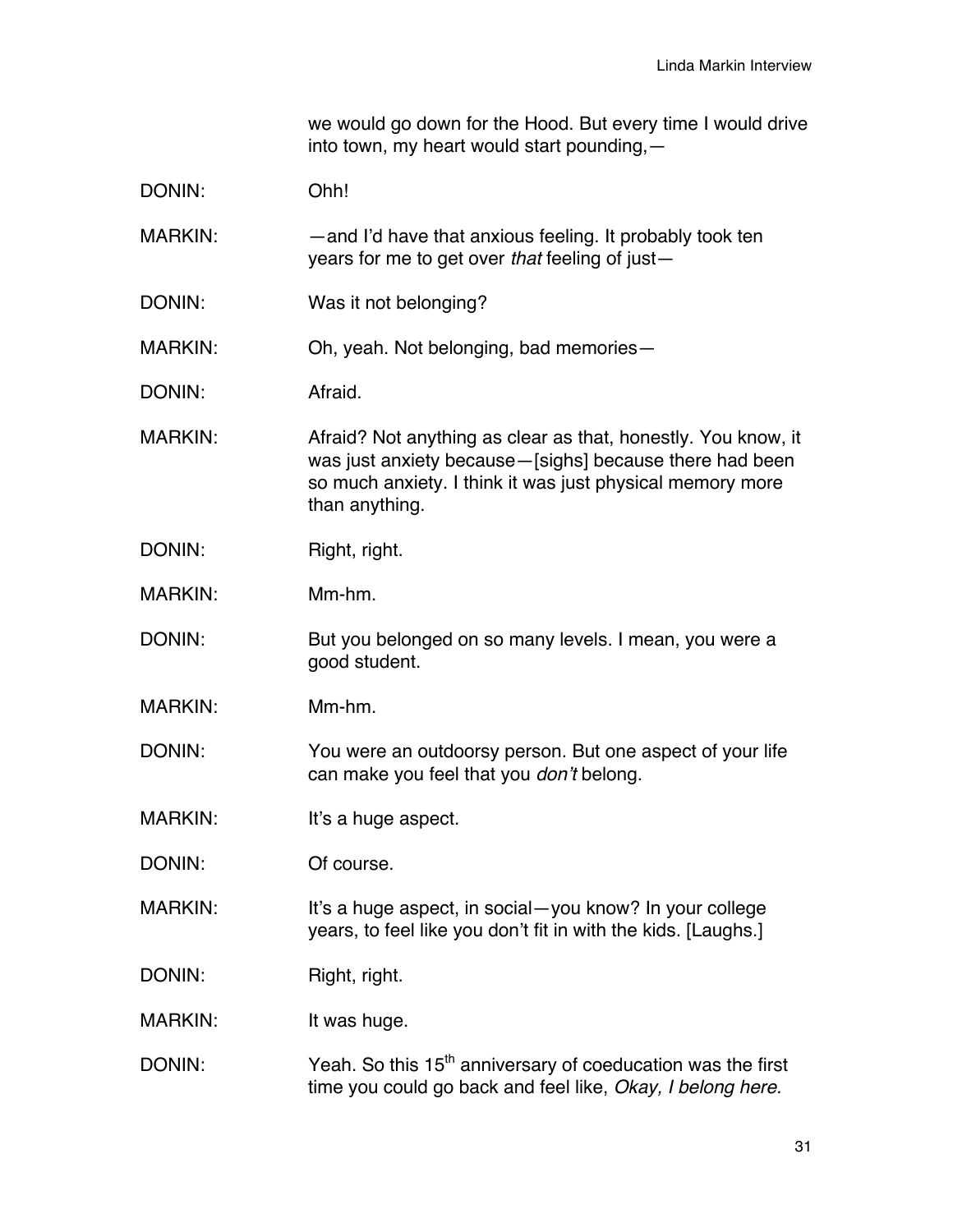we would go down for the Hood. But every time I would drive into town, my heart would start pounding,—

DONIN: Ohh!

MARKIN: —and I'd have that anxious feeling. It probably took ten years for me to get over *that* feeling of just—

DONIN: Was it not belonging?

MARKIN: Oh, yeah. Not belonging, bad memories—

DONIN: Afraid.

MARKIN: Afraid? Not anything as clear as that, honestly. You know, it was just anxiety because—[sighs] because there had been so much anxiety. I think it was just physical memory more than anything.

DONIN: Right, right.

MARKIN: Mm-hm.

DONIN: But you belonged on so many levels. I mean, you were a good student.

MARKIN: Mm-hm.

DONIN: You were an outdoorsy person. But one aspect of your life can make you feel that you *don't* belong.

MARKIN: It's a huge aspect.

DONIN: Of course.

MARKIN: It's a huge aspect, in social—you know? In your college years, to feel like you don't fit in with the kids. [Laughs.]

DONIN: Right, right.

MARKIN: It was huge.

DONIN: Yeah. So this 15th anniversary of coeducation was the first time you could go back and feel like, *Okay, I belong here.*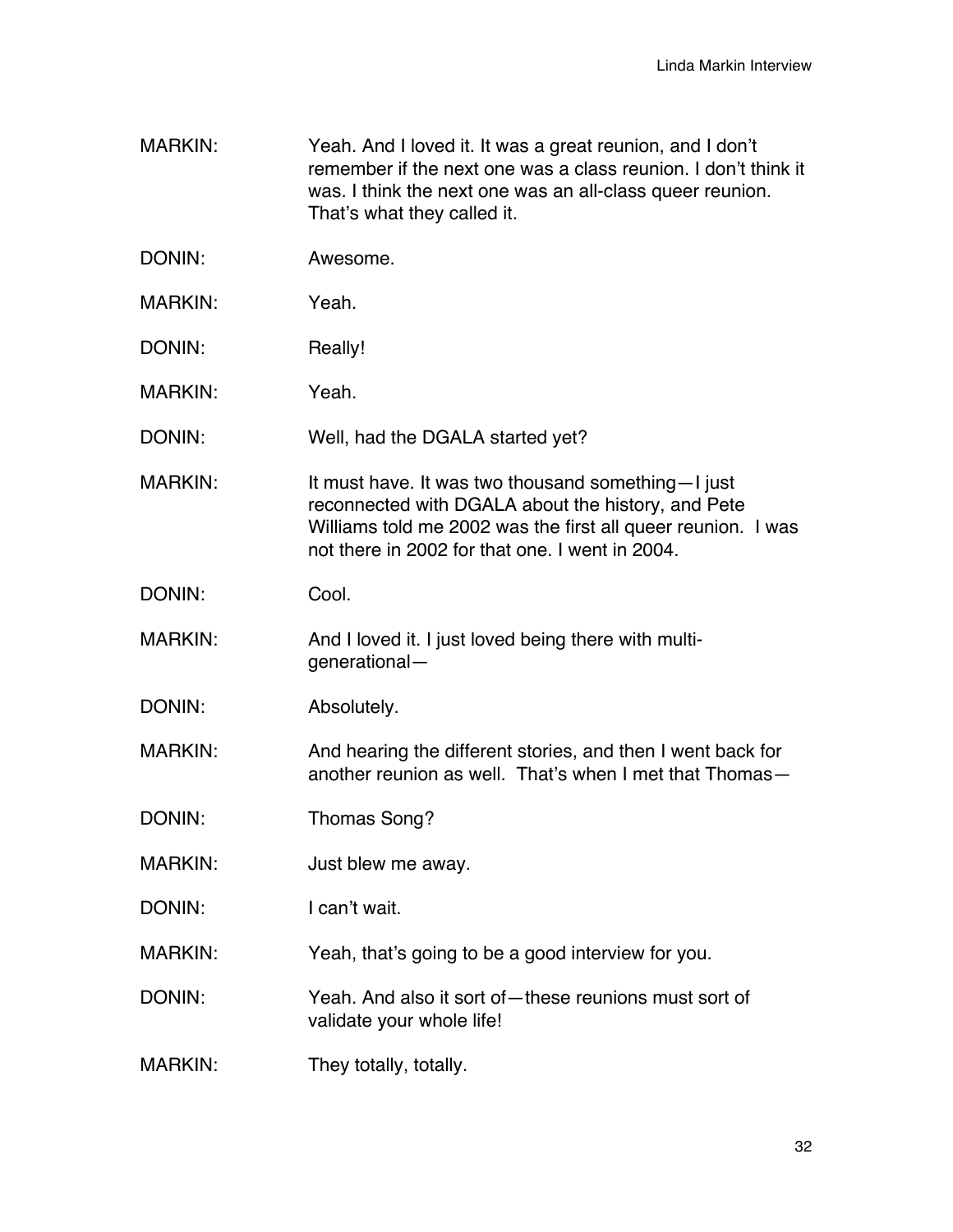MARKIN: Yeah. And I loved it. It was a great reunion, and I don't remember if the next one was a class reunion. I don't think it was. I think the next one was an all-class queer reunion. That's what they called it.

DONIN: Awesome.

MARKIN: Yeah.

DONIN: Really!

MARKIN: Yeah.

DONIN: Well, had the DGALA started yet?

MARKIN: It must have. It was two thousand something—I just reconnected with DGALA about the history, and Pete Williams told me 2002 was the first all queer reunion. I was not there in 2002 for that one. I went in 2004.

DONIN: Cool.

MARKIN: And I loved it. I just loved being there with multi-generational—

DONIN: Absolutely.

MARKIN: And hearing the different stories, and then I went back for another reunion as well. That's when I met that Thomas—

DONIN: Thomas Song?

MARKIN: Just blew me away.

DONIN: I can't wait.

MARKIN: Yeah, that's going to be a good interview for you.

DONIN: Yeah. And also it sort of—these reunions must sort of validate your whole life!

MARKIN: They totally, totally.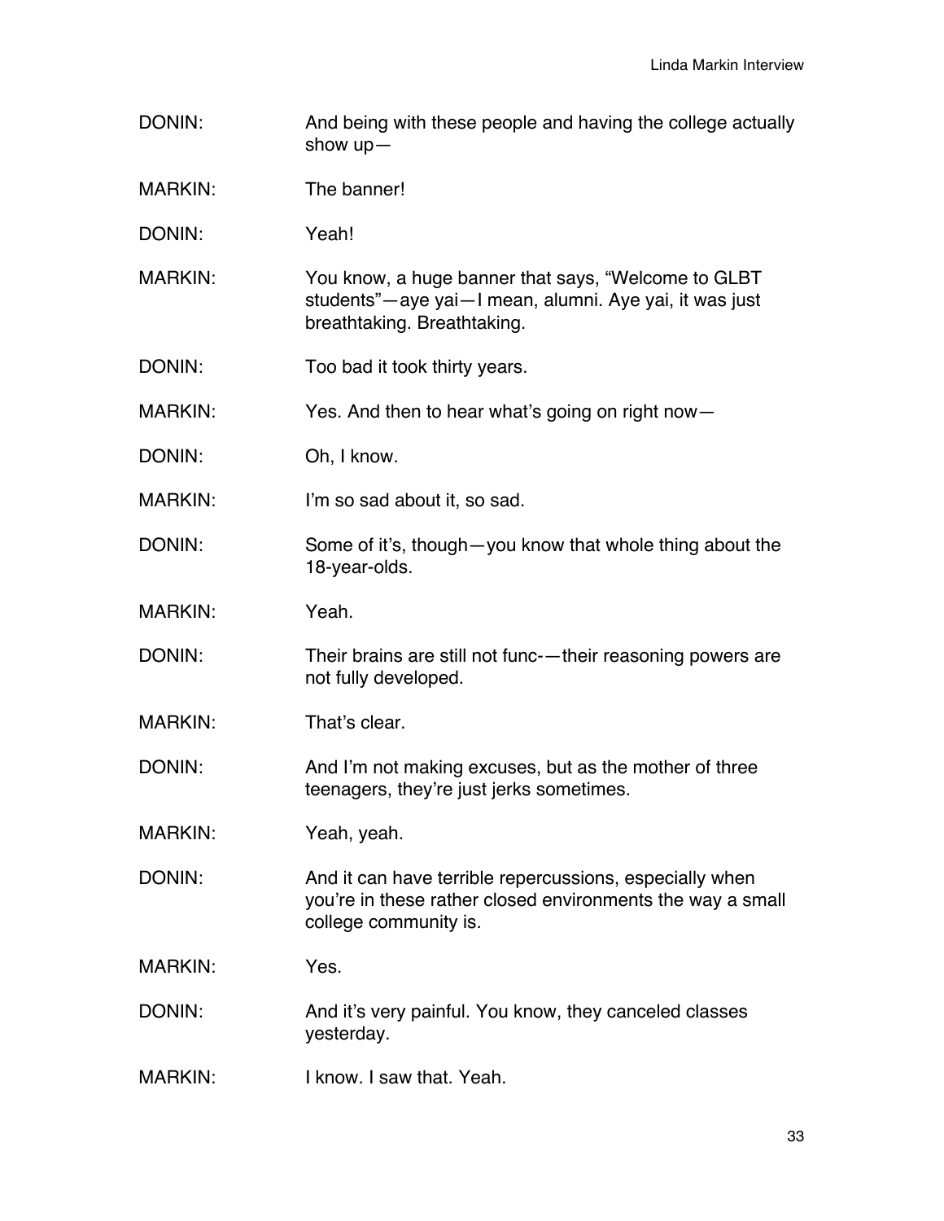DONIN: And being with these people and having the college actually show up—

MARKIN: The banner!

DONIN: Yeah!

MARKIN: You know, a huge banner that says, "Welcome to GLBT students"—aye yai—I mean, alumni. Aye yai, it was just breathtaking. Breathtaking.

DONIN: Too bad it took thirty years.

MARKIN: Yes. And then to hear what's going on right now—

DONIN: Oh, I know.

MARKIN: I'm so sad about it, so sad.

DONIN: Some of it's, though—you know that whole thing about the 18-year-olds.

MARKIN: Yeah.

DONIN: Their brains are still not func-—their reasoning powers are not fully developed.

MARKIN: That's clear.

DONIN: And I'm not making excuses, but as the mother of three teenagers, they're just jerks sometimes.

MARKIN: Yeah, yeah.

DONIN: And it can have terrible repercussions, especially when you're in these rather closed environments the way a small college community is.

MARKIN: Yes.

DONIN: And it's very painful. You know, they canceled classes yesterday.

MARKIN: I know. I saw that. Yeah.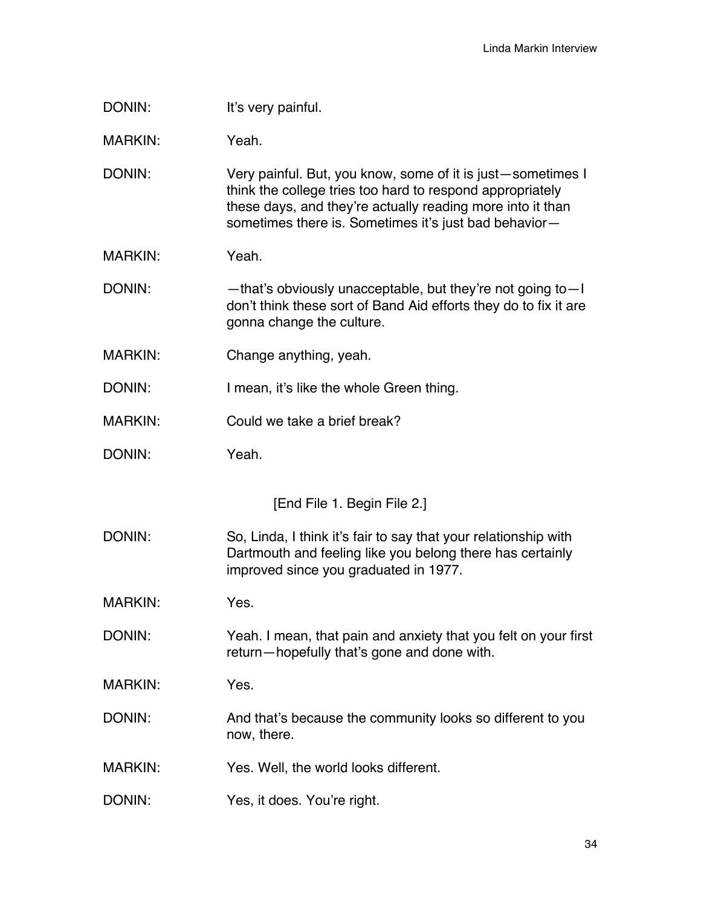DONIN: It's very painful.

MARKIN: Yeah.

DONIN: Very painful. But, you know, some of it is just—sometimes I think the college tries too hard to respond appropriately these days, and they're actually reading more into it than sometimes there is. Sometimes it's just bad behavior—

MARKIN: Yeah.

DONIN: —that's obviously unacceptable, but they're not going to—I don't think these sort of Band Aid efforts they do to fix it are gonna change the culture.

MARKIN: Change anything, yeah.

DONIN: I mean, it's like the whole Green thing.

MARKIN: Could we take a brief break?

DONIN: Yeah.

[End File 1. Begin File 2.]

DONIN: So, Linda, I think it's fair to say that your relationship with Dartmouth and feeling like you belong there has certainly improved since you graduated in 1977.

MARKIN: Yes.

DONIN: Yeah. I mean, that pain and anxiety that you felt on your first return—hopefully that's gone and done with.

MARKIN: Yes.

DONIN: And that's because the community looks so different to you now, there.

MARKIN: Yes. Well, the world looks different.

DONIN: Yes, it does. You're right.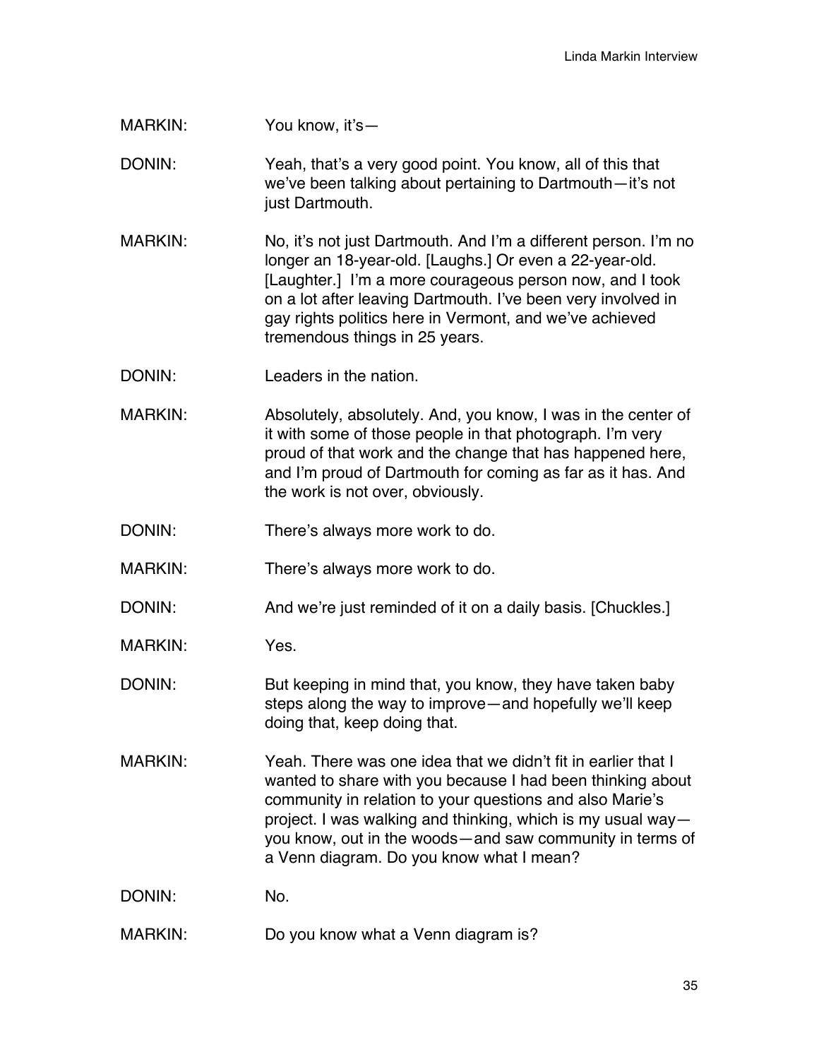MARKIN: You know, it's—

DONIN: Yeah, that's a very good point. You know, all of this that we've been talking about pertaining to Dartmouth—it's not just Dartmouth.

MARKIN: No, it's not just Dartmouth. And I'm a different person. I'm no longer an 18-year-old. [Laughs.] Or even a 22-year-old. [Laughter.] I'm a more courageous person now, and I took on a lot after leaving Dartmouth. I've been very involved in gay rights politics here in Vermont, and we've achieved tremendous things in 25 years.

DONIN: Leaders in the nation.

MARKIN: Absolutely, absolutely. And, you know, I was in the center of it with some of those people in that photograph. I'm very proud of that work and the change that has happened here, and I'm proud of Dartmouth for coming as far as it has. And the work is not over, obviously.

DONIN: There's always more work to do.

MARKIN: There's always more work to do.

DONIN: And we're just reminded of it on a daily basis. [Chuckles.]

MARKIN: Yes.

DONIN: But keeping in mind that, you know, they have taken baby steps along the way to improve—and hopefully we'll keep doing that, keep doing that.

MARKIN: Yeah. There was one idea that we didn't fit in earlier that I wanted to share with you because I had been thinking about community in relation to your questions and also Marie's project. I was walking and thinking, which is my usual way—you know, out in the woods—and saw community in terms of a Venn diagram. Do you know what I mean?

DONIN: No.

MARKIN: Do you know what a Venn diagram is?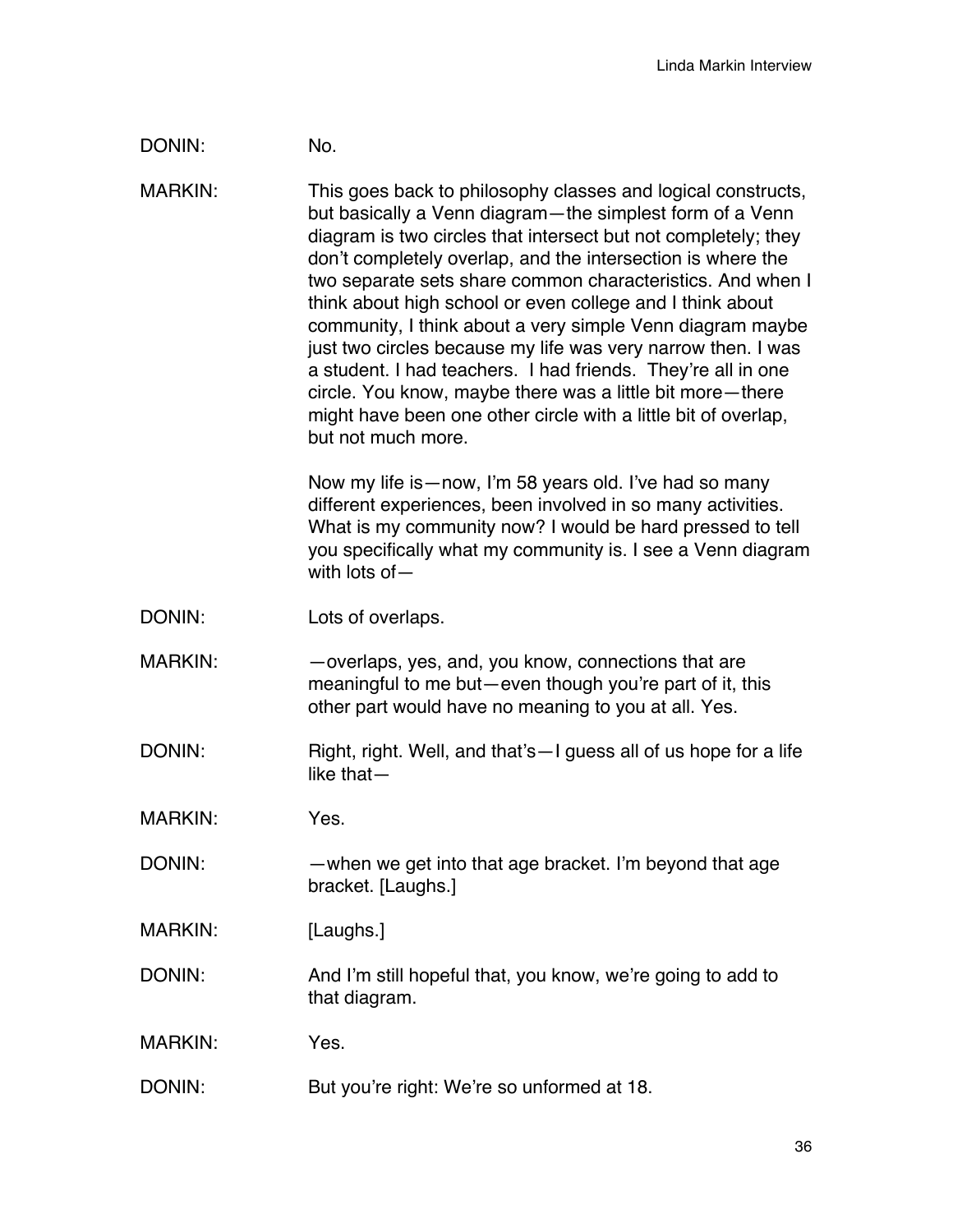DONIN: No.

MARKIN: This goes back to philosophy classes and logical constructs, but basically a Venn diagram—the simplest form of a Venn diagram is two circles that intersect but not completely; they don't completely overlap, and the intersection is where the two separate sets share common characteristics. And when I think about high school or even college and I think about community, I think about a very simple Venn diagram maybe just two circles because my life was very narrow then. I was a student. I had teachers. I had friends. They're all in one circle. You know, maybe there was a little bit more—there might have been one other circle with a little bit of overlap, but not much more.

Now my life is—now, I'm 58 years old. I've had so many different experiences, been involved in so many activities. What is my community now? I would be hard pressed to tell you specifically what my community is. I see a Venn diagram with lots of—

DONIN: Lots of overlaps.

MARKIN: —overlaps, yes, and, you know, connections that are meaningful to me but—even though you're part of it, this other part would have no meaning to you at all. Yes.

DONIN: Right, right. Well, and that's—I guess all of us hope for a life like that—

MARKIN: Yes.

DONIN: —when we get into that age bracket. I'm beyond that age bracket. [Laughs.]

MARKIN: [Laughs.]

DONIN: And I'm still hopeful that, you know, we're going to add to that diagram.

MARKIN: Yes.

DONIN: But you're right: We're so unformed at 18.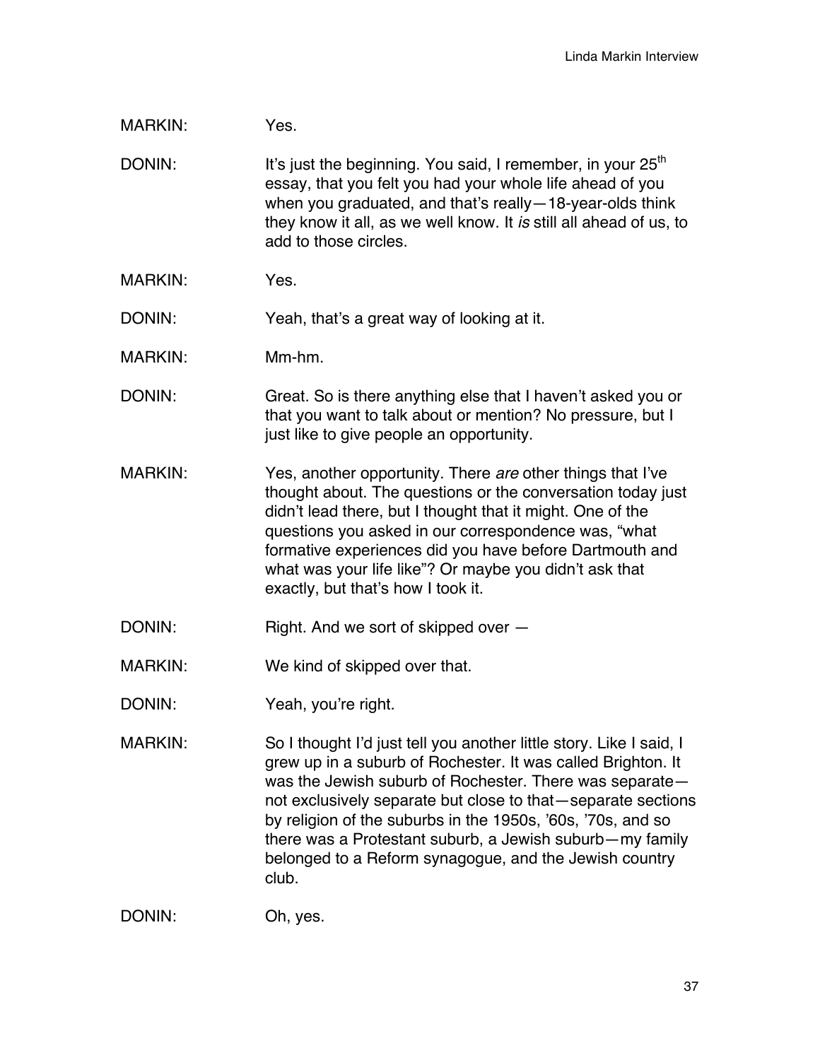MARKIN: Yes.

DONIN: It's just the beginning. You said, I remember, in your 25th essay, that you felt you had your whole life ahead of you when you graduated, and that's really—18-year-olds think they know it all, as we well know. It *is* still all ahead of us, to add to those circles.

MARKIN: Yes.

DONIN: Yeah, that's a great way of looking at it.

MARKIN: Mm-hm.

DONIN: Great. So is there anything else that I haven't asked you or that you want to talk about or mention? No pressure, but I just like to give people an opportunity.

MARKIN: Yes, another opportunity. There *are* other things that I've thought about. The questions or the conversation today just didn't lead there, but I thought that it might. One of the questions you asked in our correspondence was, "what formative experiences did you have before Dartmouth and what was your life like"? Or maybe you didn't ask that exactly, but that's how I took it.

DONIN: Right. And we sort of skipped over —

MARKIN: We kind of skipped over that.

DONIN: Yeah, you're right.

MARKIN: So I thought I'd just tell you another little story. Like I said, I grew up in a suburb of Rochester. It was called Brighton. It was the Jewish suburb of Rochester. There was separate—not exclusively separate but close to that—separate sections by religion of the suburbs in the 1950s, '60s, '70s, and so there was a Protestant suburb, a Jewish suburb—my family belonged to a Reform synagogue, and the Jewish country club.

DONIN: Oh, yes.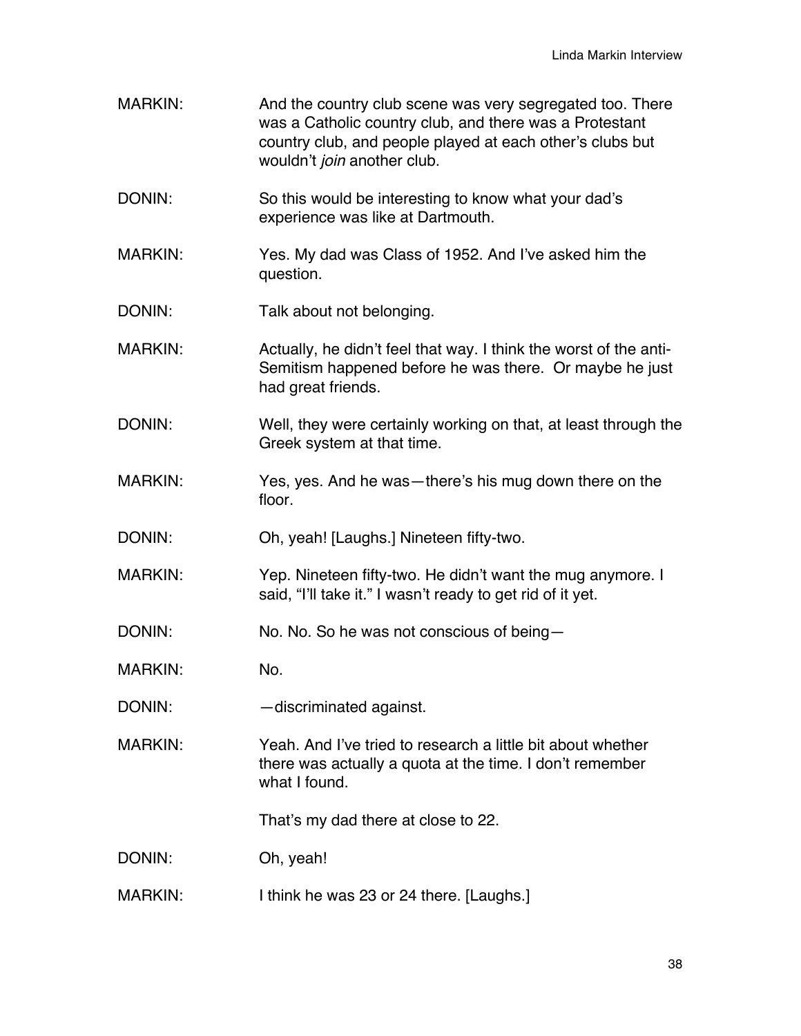MARKIN: And the country club scene was very segregated too. There was a Catholic country club, and there was a Protestant country club, and people played at each other's clubs but wouldn't *join* another club.

DONIN: So this would be interesting to know what your dad's experience was like at Dartmouth.

MARKIN: Yes. My dad was Class of 1952. And I've asked him the question.

DONIN: Talk about not belonging.

MARKIN: Actually, he didn't feel that way. I think the worst of the anti-Semitism happened before he was there. Or maybe he just had great friends.

DONIN: Well, they were certainly working on that, at least through the Greek system at that time.

MARKIN: Yes, yes. And he was—there's his mug down there on the floor.

DONIN: Oh, yeah! [Laughs.] Nineteen fifty-two.

MARKIN: Yep. Nineteen fifty-two. He didn't want the mug anymore. I said, "I'll take it." I wasn't ready to get rid of it yet.

DONIN: No. No. So he was not conscious of being—

MARKIN: No.

DONIN: —discriminated against.

MARKIN: Yeah. And I've tried to research a little bit about whether there was actually a quota at the time. I don't remember what I found.

That's my dad there at close to 22.

DONIN: Oh, yeah!

MARKIN: I think he was 23 or 24 there. [Laughs.]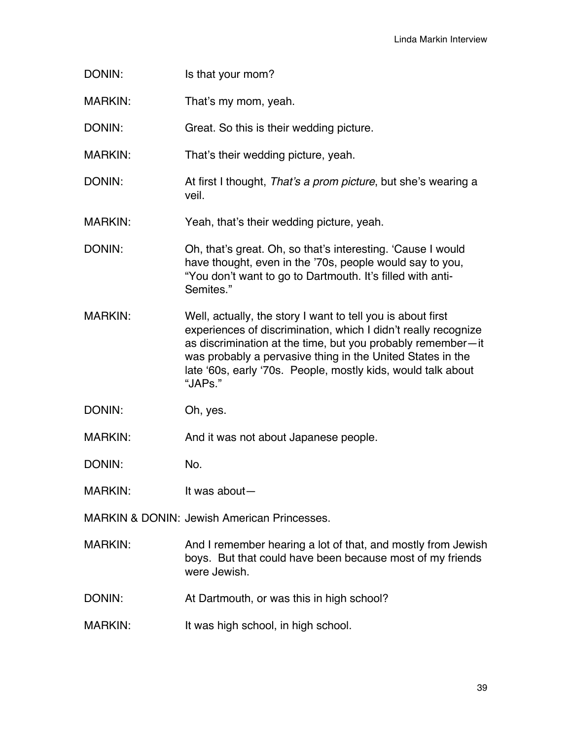DONIN: Is that your mom?

MARKIN: That's my mom, yeah.

DONIN: Great. So this is their wedding picture.

MARKIN: That's their wedding picture, yeah.

DONIN: At first I thought, *That's a prom picture*, but she's wearing a veil.

MARKIN: Yeah, that's their wedding picture, yeah.

DONIN: Oh, that's great. Oh, so that's interesting. 'Cause I would have thought, even in the '70s, people would say to you, "You don't want to go to Dartmouth. It's filled with anti-Semites."

MARKIN: Well, actually, the story I want to tell you is about first experiences of discrimination, which I didn't really recognize as discrimination at the time, but you probably remember—it was probably a pervasive thing in the United States in the late '60s, early '70s. People, mostly kids, would talk about "JAPs."

DONIN: Oh, yes.

MARKIN: And it was not about Japanese people.

DONIN: No.

MARKIN: It was about—

MARKIN & DONIN: Jewish American Princesses.

MARKIN: And I remember hearing a lot of that, and mostly from Jewish boys. But that could have been because most of my friends were Jewish.

DONIN: At Dartmouth, or was this in high school?

MARKIN: It was high school, in high school.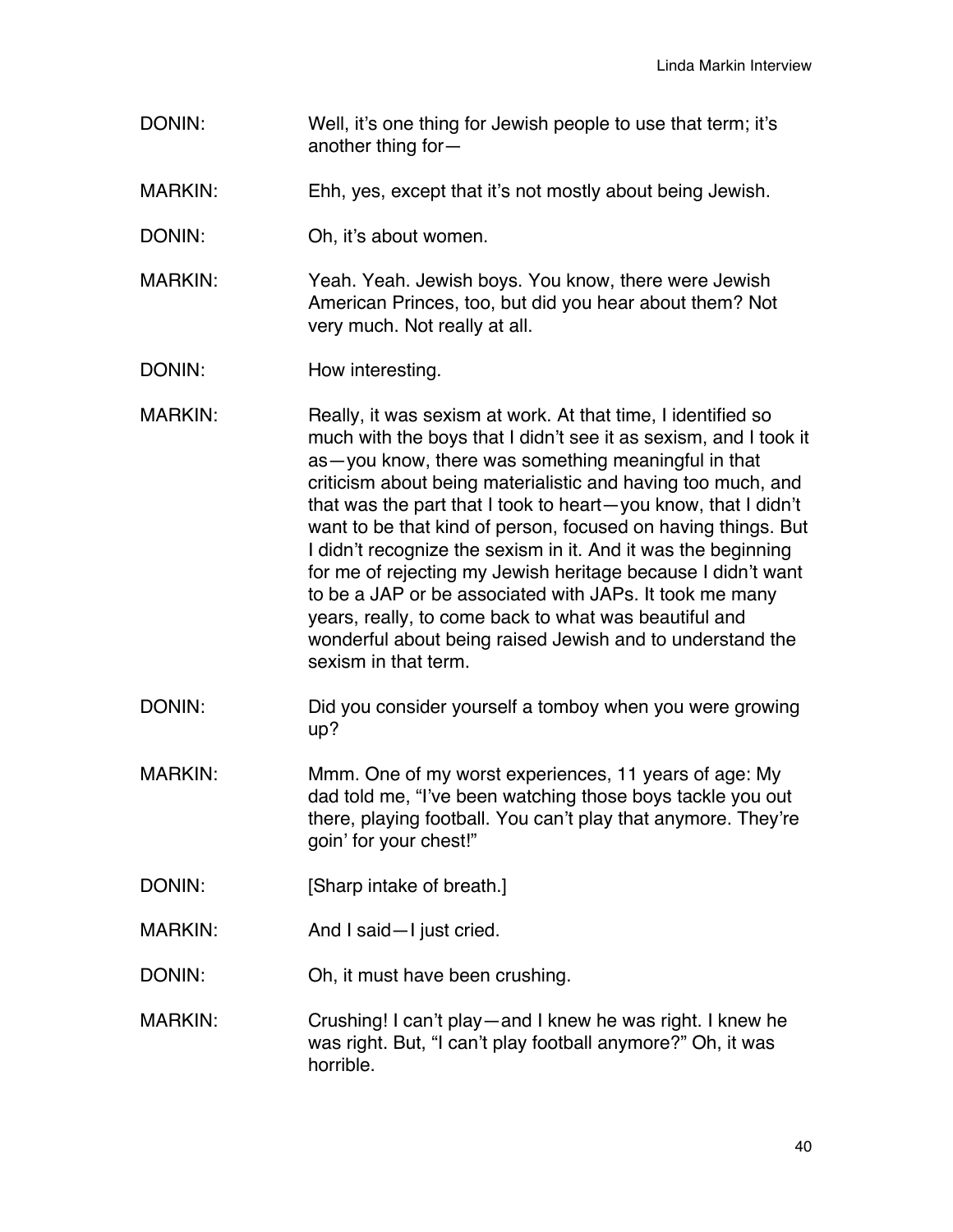DONIN: Well, it's one thing for Jewish people to use that term; it's another thing for—

MARKIN: Ehh, yes, except that it's not mostly about being Jewish.

DONIN: Oh, it's about women.

MARKIN: Yeah. Yeah. Jewish boys. You know, there were Jewish American Princes, too, but did you hear about them? Not very much. Not really at all.

DONIN: How interesting.

MARKIN: Really, it was sexism at work. At that time, I identified so much with the boys that I didn't see it as sexism, and I took it as—you know, there was something meaningful in that criticism about being materialistic and having too much, and that was the part that I took to heart—you know, that I didn't want to be that kind of person, focused on having things. But I didn't recognize the sexism in it. And it was the beginning for me of rejecting my Jewish heritage because I didn't want to be a JAP or be associated with JAPs. It took me many years, really, to come back to what was beautiful and wonderful about being raised Jewish and to understand the sexism in that term.

DONIN: Did you consider yourself a tomboy when you were growing up?

MARKIN: Mmm. One of my worst experiences, 11 years of age: My dad told me, "I've been watching those boys tackle you out there, playing football. You can't play that anymore. They're goin' for your chest!"

DONIN: [Sharp intake of breath.]

MARKIN: And I said—I just cried.

DONIN: Oh, it must have been crushing.

MARKIN: Crushing! I can't play—and I knew he was right. I knew he was right. But, "I can't play football anymore?" Oh, it was horrible.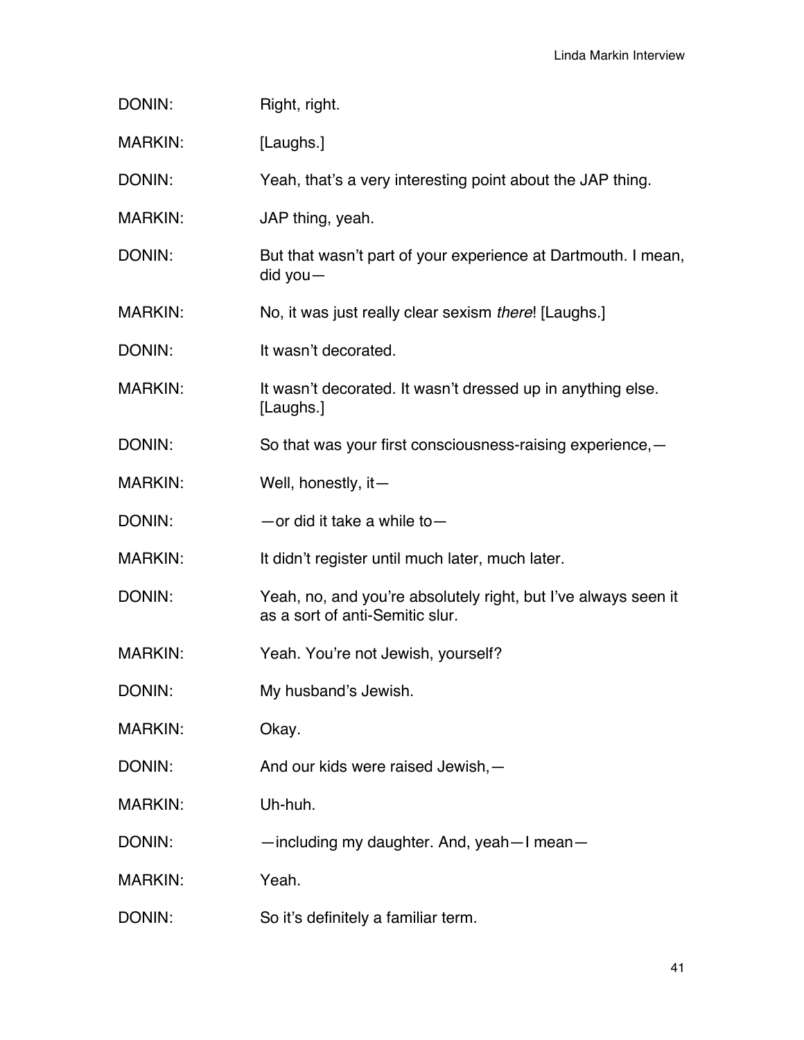DONIN: Right, right.

MARKIN: [Laughs.]

DONIN: Yeah, that's a very interesting point about the JAP thing.

MARKIN: JAP thing, yeah.

DONIN: But that wasn't part of your experience at Dartmouth. I mean, did you—

MARKIN: No, it was just really clear sexism *there*! [Laughs.]

DONIN: It wasn't decorated.

MARKIN: It wasn't decorated. It wasn't dressed up in anything else. [Laughs.]

DONIN: So that was your first consciousness-raising experience,—

MARKIN: Well, honestly, it—

DONIN: —or did it take a while to—

MARKIN: It didn't register until much later, much later.

DONIN: Yeah, no, and you're absolutely right, but I've always seen it as a sort of anti-Semitic slur.

MARKIN: Yeah. You're not Jewish, yourself?

DONIN: My husband's Jewish.

MARKIN: Okay.

DONIN: And our kids were raised Jewish,—

MARKIN: Uh-huh.

DONIN: —including my daughter. And, yeah—I mean—

MARKIN: Yeah.

DONIN: So it's definitely a familiar term.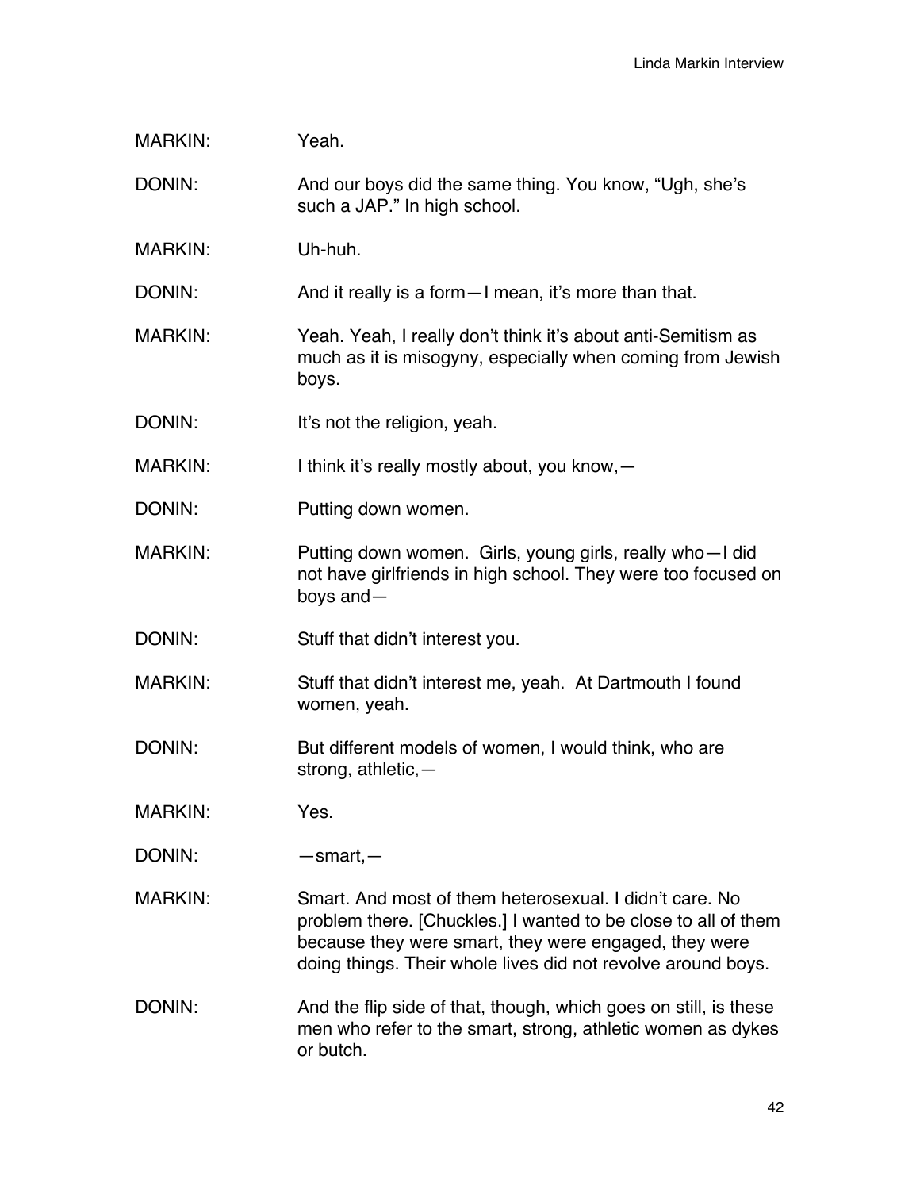MARKIN: Yeah.

DONIN: And our boys did the same thing. You know, "Ugh, she's such a JAP." In high school.

MARKIN: Uh-huh.

DONIN: And it really is a form—I mean, it's more than that.

MARKIN: Yeah. Yeah, I really don't think it's about anti-Semitism as much as it is misogyny, especially when coming from Jewish boys.

DONIN: It's not the religion, yeah.

MARKIN: I think it's really mostly about, you know,—

DONIN: Putting down women.

MARKIN: Putting down women. Girls, young girls, really who—I did not have girlfriends in high school. They were too focused on boys and—

DONIN: Stuff that didn't interest you.

MARKIN: Stuff that didn't interest me, yeah. At Dartmouth I found women, yeah.

DONIN: But different models of women, I would think, who are strong, athletic,—

MARKIN: Yes.

DONIN: —smart,—

MARKIN: Smart. And most of them heterosexual. I didn't care. No problem there. [Chuckles.] I wanted to be close to all of them because they were smart, they were engaged, they were doing things. Their whole lives did not revolve around boys.

DONIN: And the flip side of that, though, which goes on still, is these men who refer to the smart, strong, athletic women as dykes or butch.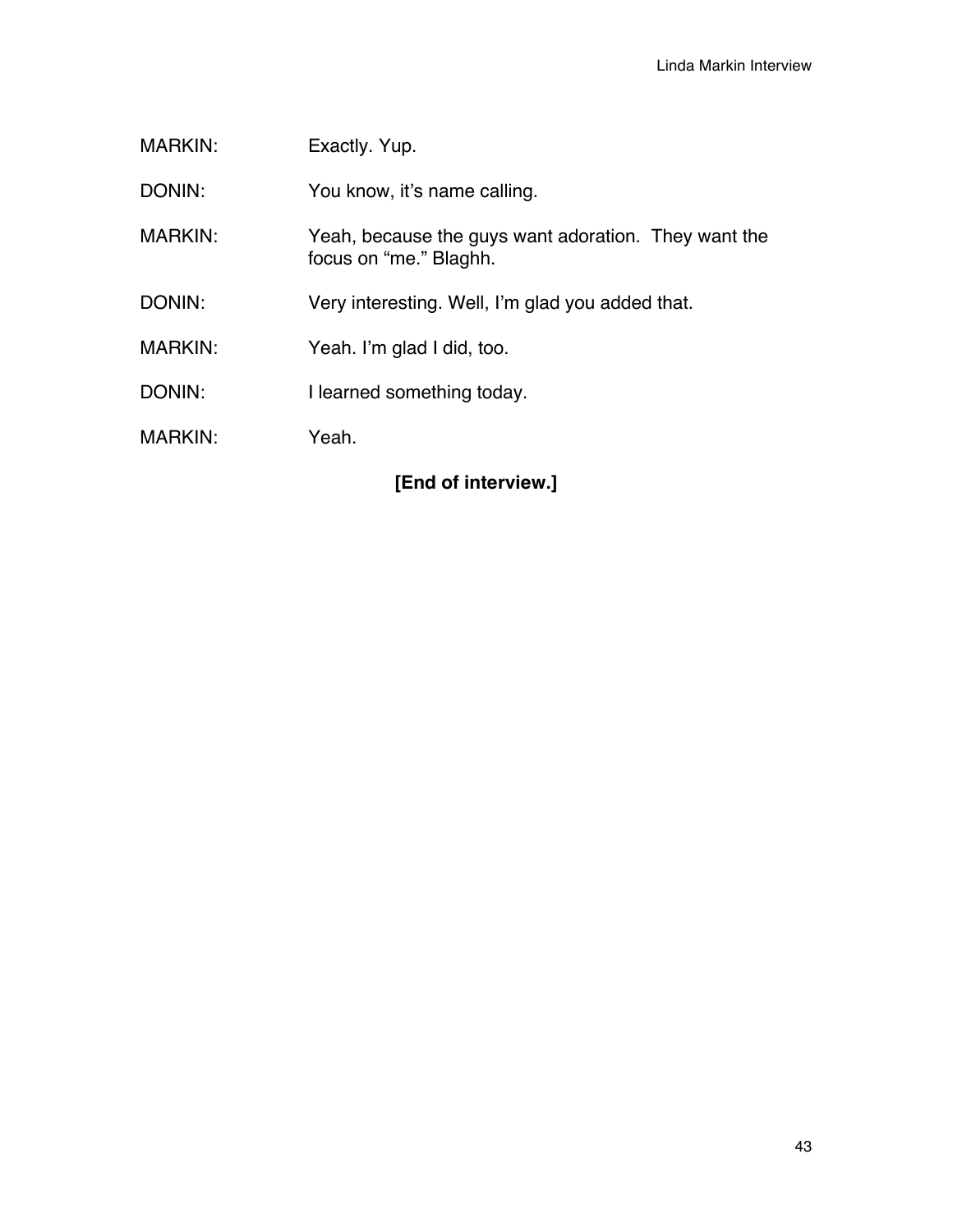MARKIN: Exactly. Yup.

DONIN: You know, it's name calling.

MARKIN: Yeah, because the guys want adoration. They want the focus on "me." Blaghh.

DONIN: Very interesting. Well, I'm glad you added that.

MARKIN: Yeah. I'm glad I did, too.

DONIN: I learned something today.

MARKIN: Yeah.

**[End of interview.]**